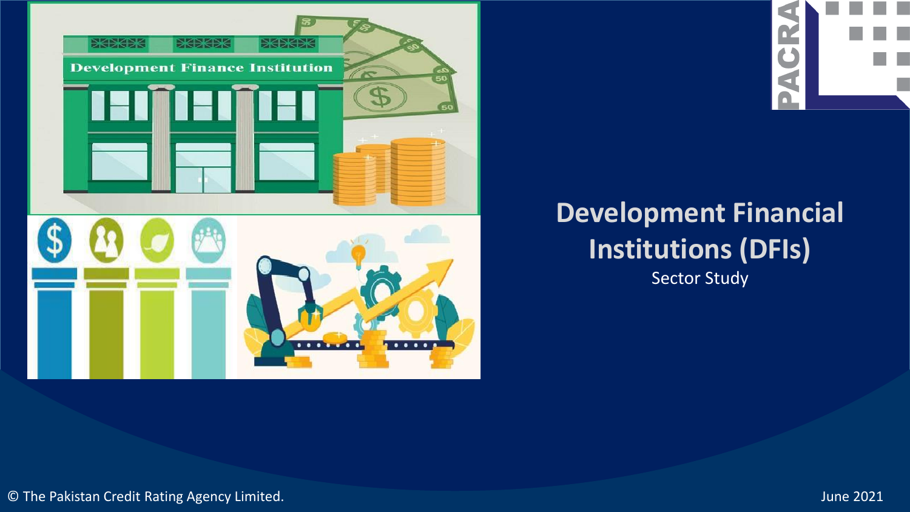# Development Financial Institutions (DFIs)

Sector Study

© The Pakistan Credit Rating Agency Limited.

June 2021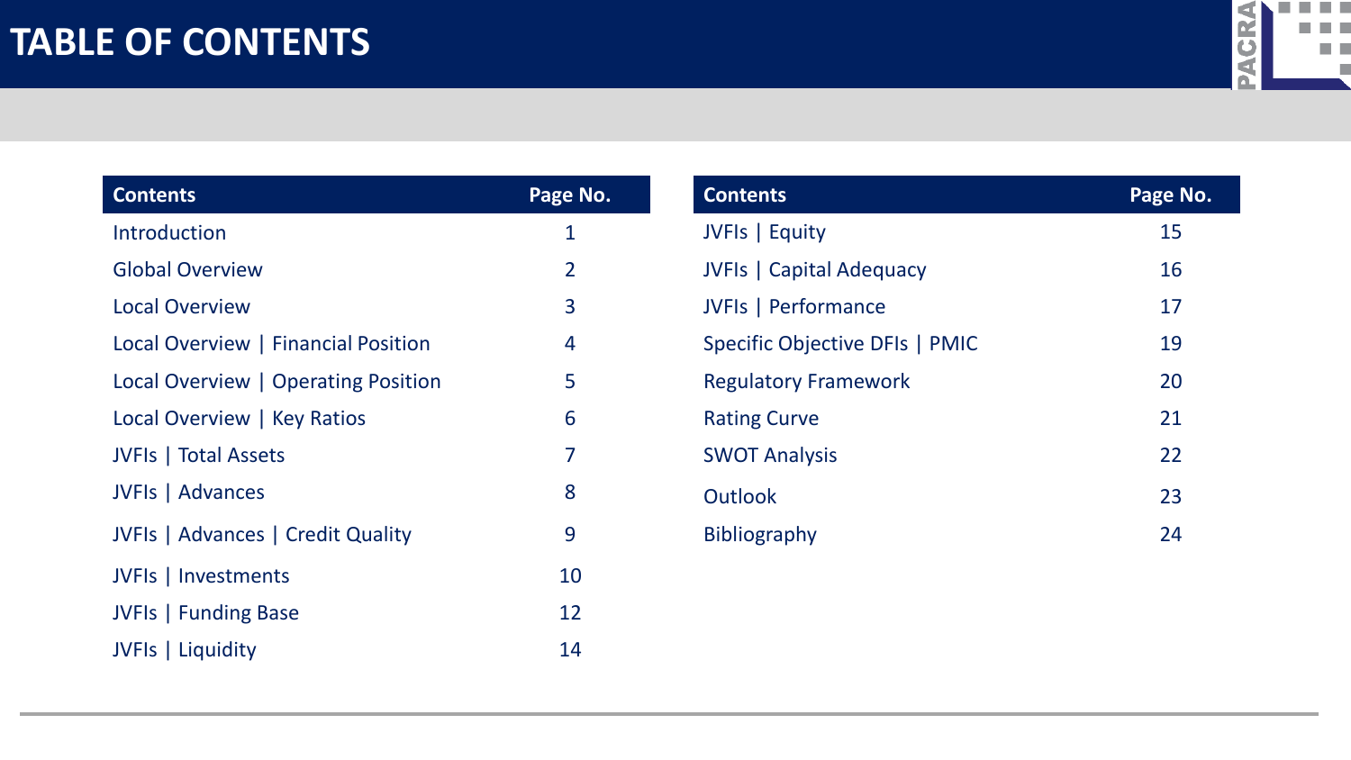# TABLE OF CONTENTS

| Contents | Page No. |
|---|---|
| Introduction | 1 |
| Global Overview | 2 |
| Local Overview | 3 |
| Local Overview \| Financial Position | 4 |
| Local Overview \| Operating Position | 5 |
| Local Overview \| Key Ratios | 6 |
| JVFIs \| Total Assets | 7 |
| JVFIs \| Advances | 8 |
| JVFIs \| Advances \| Credit Quality | 9 |
| JVFIs \| Investments | 10 |
| JVFIs \| Funding Base | 12 |
| JVFIs \| Liquidity | 14 |

| Contents | Page No. |
|---|---|
| JVFIs \| Equity | 15 |
| JVFIs \| Capital Adequacy | 16 |
| JVFIs \| Performance | 17 |
| Specific Objective DFIs \| PMIC | 19 |
| Regulatory Framework | 20 |
| Rating Curve | 21 |
| SWOT Analysis | 22 |
| Outlook | 23 |
| Bibliography | 24 |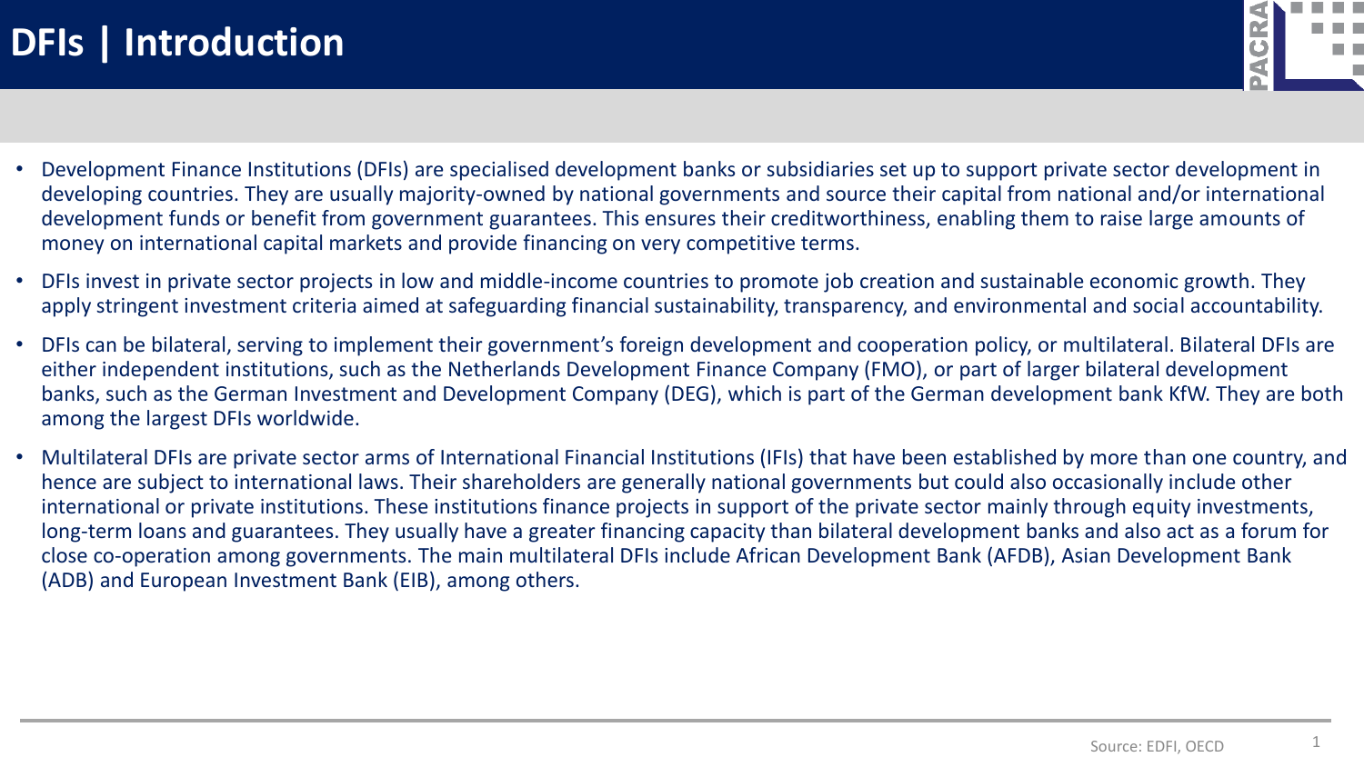# DFIs | Introduction

- Development Finance Institutions (DFIs) are specialised development banks or subsidiaries set up to support private sector development in developing countries. They are usually majority-owned by national governments and source their capital from national and/or international development funds or benefit from government guarantees. This ensures their creditworthiness, enabling them to raise large amounts of money on international capital markets and provide financing on very competitive terms.
- DFIs invest in private sector projects in low and middle-income countries to promote job creation and sustainable economic growth. They apply stringent investment criteria aimed at safeguarding financial sustainability, transparency, and environmental and social accountability.
- DFIs can be bilateral, serving to implement their government's foreign development and cooperation policy, or multilateral. Bilateral DFIs are either independent institutions, such as the Netherlands Development Finance Company (FMO), or part of larger bilateral development banks, such as the German Investment and Development Company (DEG), which is part of the German development bank KfW. They are both among the largest DFIs worldwide.
- Multilateral DFIs are private sector arms of International Financial Institutions (IFIs) that have been established by more than one country, and hence are subject to international laws. Their shareholders are generally national governments but could also occasionally include other international or private institutions. These institutions finance projects in support of the private sector mainly through equity investments, long-term loans and guarantees. They usually have a greater financing capacity than bilateral development banks and also act as a forum for close co-operation among governments. The main multilateral DFIs include African Development Bank (AFDB), Asian Development Bank (ADB) and European Investment Bank (EIB), among others.

Source: EDFI, OECD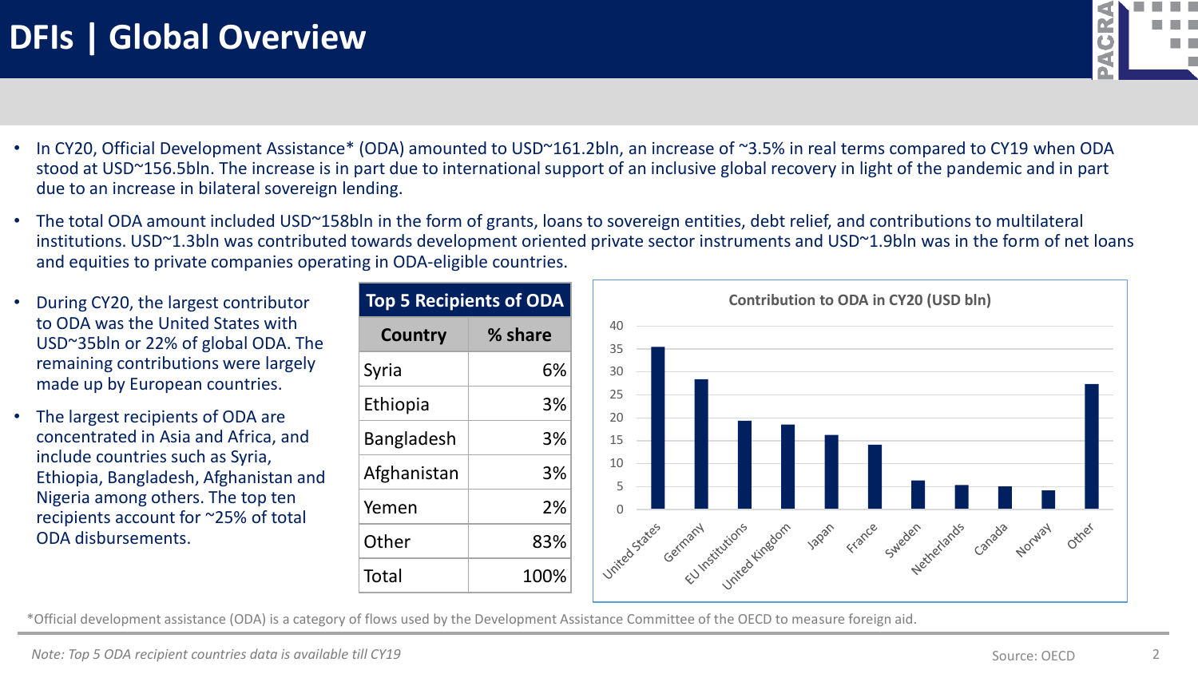# DFIs | Global Overview

- In CY20, Official Development Assistance* (ODA) amounted to USD~161.2bln, an increase of ~3.5% in real terms compared to CY19 when ODA stood at USD~156.5bln. The increase is in part due to international support of an inclusive global recovery in light of the pandemic and in part due to an increase in bilateral sovereign lending.
- The total ODA amount included USD~158bln in the form of grants, loans to sovereign entities, debt relief, and contributions to multilateral institutions. USD~1.3bln was contributed towards development oriented private sector instruments and USD~1.9bln was in the form of net loans and equities to private companies operating in ODA-eligible countries.
- During CY20, the largest contributor to ODA was the United States with USD~35bln or 22% of global ODA. The remaining contributions were largely made up by European countries.
- The largest recipients of ODA are concentrated in Asia and Africa, and include countries such as Syria, Ethiopia, Bangladesh, Afghanistan and Nigeria among others. The top ten recipients account for ~25% of total ODA disbursements.

**Top 5 Recipients of ODA**

| Country | % share |
|---|---|
| Syria | 6% |
| Ethiopia | 3% |
| Bangladesh | 3% |
| Afghanistan | 3% |
| Yemen | 2% |
| Other | 83% |
| Total | 100% |

**Contribution to ODA in CY20 (USD bln)**

| Country | USD bln (approx.) |
|---|---|
| United States | 35 |
| Germany | 28 |
| EU Institutions | 19 |
| United Kingdom | 18 |
| Japan | 16 |
| France | 14 |
| Sweden | 6 |
| Netherlands | 5 |
| Canada | 5 |
| Norway | 4 |
| Other | 27 |

*Official development assistance (ODA) is a category of flows used by the Development Assistance Committee of the OECD to measure foreign aid.

*Note: Top 5 ODA recipient countries data is available till CY19*

Source: OECD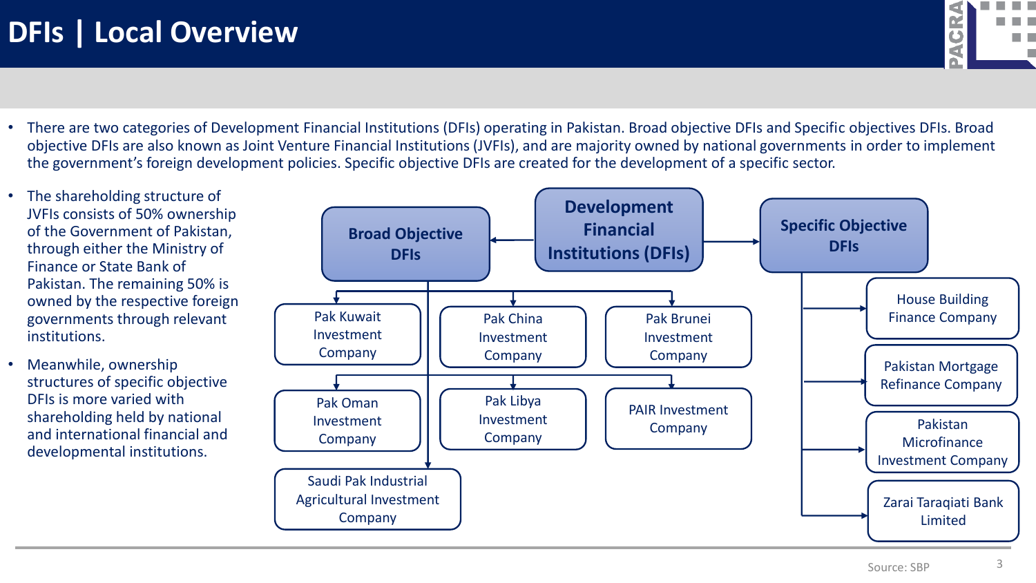# DFIs | Local Overview

- There are two categories of Development Financial Institutions (DFIs) operating in Pakistan. Broad objective DFIs and Specific objectives DFIs. Broad objective DFIs are also known as Joint Venture Financial Institutions (JVFIs), and are majority owned by national governments in order to implement the government's foreign development policies. Specific objective DFIs are created for the development of a specific sector.

- The shareholding structure of JVFIs consists of 50% ownership of the Government of Pakistan, through either the Ministry of Finance or State Bank of Pakistan. The remaining 50% is owned by the respective foreign governments through relevant institutions.
- Meanwhile, ownership structures of specific objective DFIs is more varied with shareholding held by national and international financial and developmental institutions.

**Development Financial Institutions (DFIs)**

- **Broad Objective DFIs**
  - Pak Kuwait Investment Company
  - Pak China Investment Company
  - Pak Brunei Investment Company
  - Pak Oman Investment Company
  - Pak Libya Investment Company
  - PAIR Investment Company
  - Saudi Pak Industrial Agricultural Investment Company
- **Specific Objective DFIs**
  - House Building Finance Company
  - Pakistan Mortgage Refinance Company
  - Pakistan Microfinance Investment Company
  - Zarai Taraqiati Bank Limited

Source: SBP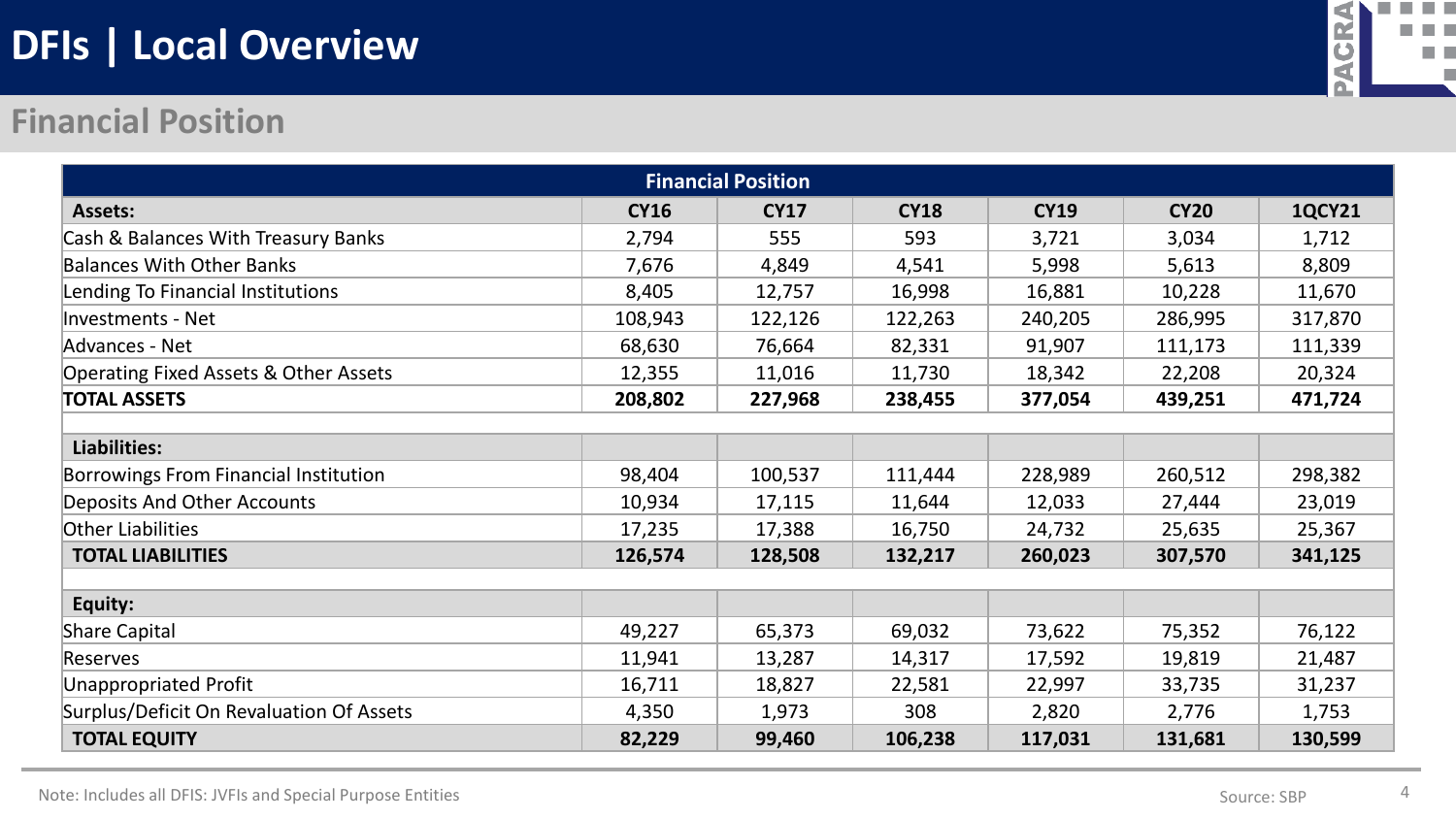# DFIs | Local Overview

## Financial Position

| Financial Position | | | | | | |
|---|---|---|---|---|---|---|
| **Assets:** | **CY16** | **CY17** | **CY18** | **CY19** | **CY20** | **1QCY21** |
| Cash & Balances With Treasury Banks | 2,794 | 555 | 593 | 3,721 | 3,034 | 1,712 |
| Balances With Other Banks | 7,676 | 4,849 | 4,541 | 5,998 | 5,613 | 8,809 |
| Lending To Financial Institutions | 8,405 | 12,757 | 16,998 | 16,881 | 10,228 | 11,670 |
| Investments - Net | 108,943 | 122,126 | 122,263 | 240,205 | 286,995 | 317,870 |
| Advances - Net | 68,630 | 76,664 | 82,331 | 91,907 | 111,173 | 111,339 |
| Operating Fixed Assets & Other Assets | 12,355 | 11,016 | 11,730 | 18,342 | 22,208 | 20,324 |
| **TOTAL ASSETS** | **208,802** | **227,968** | **238,455** | **377,054** | **439,251** | **471,724** |
| | | | | | | |
| **Liabilities:** | | | | | | |
| Borrowings From Financial Institution | 98,404 | 100,537 | 111,444 | 228,989 | 260,512 | 298,382 |
| Deposits And Other Accounts | 10,934 | 17,115 | 11,644 | 12,033 | 27,444 | 23,019 |
| Other Liabilities | 17,235 | 17,388 | 16,750 | 24,732 | 25,635 | 25,367 |
| **TOTAL LIABILITIES** | **126,574** | **128,508** | **132,217** | **260,023** | **307,570** | **341,125** |
| | | | | | | |
| **Equity:** | | | | | | |
| Share Capital | 49,227 | 65,373 | 69,032 | 73,622 | 75,352 | 76,122 |
| Reserves | 11,941 | 13,287 | 14,317 | 17,592 | 19,819 | 21,487 |
| Unappropriated Profit | 16,711 | 18,827 | 22,581 | 22,997 | 33,735 | 31,237 |
| Surplus/Deficit On Revaluation Of Assets | 4,350 | 1,973 | 308 | 2,820 | 2,776 | 1,753 |
| **TOTAL EQUITY** | **82,229** | **99,460** | **106,238** | **117,031** | **131,681** | **130,599** |

Note: Includes all DFIS: JVFIs and Special Purpose Entities

Source: SBP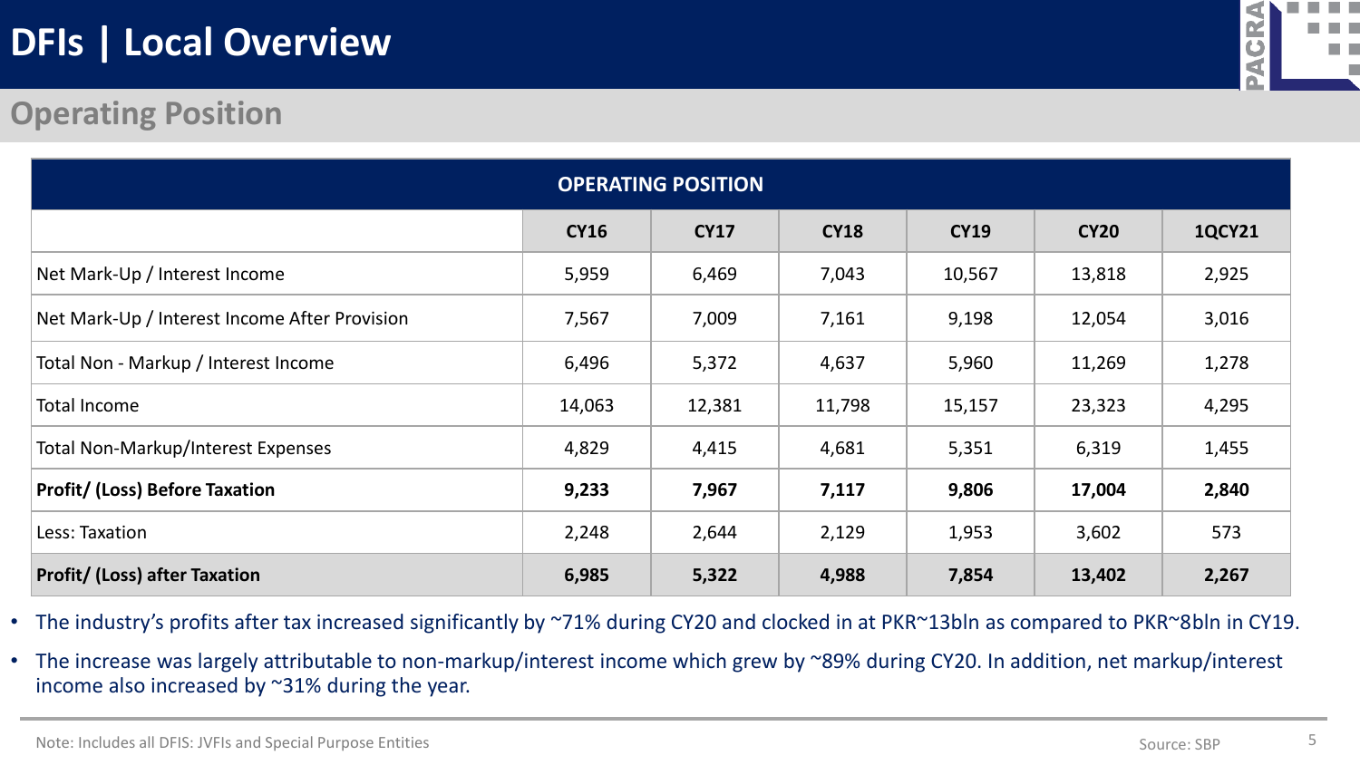# DFIs | Local Overview

## Operating Position

| OPERATING POSITION | | | | | | |
|---|---|---|---|---|---|---|
| | **CY16** | **CY17** | **CY18** | **CY19** | **CY20** | **1QCY21** |
| Net Mark-Up / Interest Income | 5,959 | 6,469 | 7,043 | 10,567 | 13,818 | 2,925 |
| Net Mark-Up / Interest Income After Provision | 7,567 | 7,009 | 7,161 | 9,198 | 12,054 | 3,016 |
| Total Non - Markup / Interest Income | 6,496 | 5,372 | 4,637 | 5,960 | 11,269 | 1,278 |
| Total Income | 14,063 | 12,381 | 11,798 | 15,157 | 23,323 | 4,295 |
| Total Non-Markup/Interest Expenses | 4,829 | 4,415 | 4,681 | 5,351 | 6,319 | 1,455 |
| **Profit/ (Loss) Before Taxation** | **9,233** | **7,967** | **7,117** | **9,806** | **17,004** | **2,840** |
| Less: Taxation | 2,248 | 2,644 | 2,129 | 1,953 | 3,602 | 573 |
| **Profit/ (Loss) after Taxation** | **6,985** | **5,322** | **4,988** | **7,854** | **13,402** | **2,267** |

- The industry's profits after tax increased significantly by ~71% during CY20 and clocked in at PKR~13bln as compared to PKR~8bln in CY19.
- The increase was largely attributable to non-markup/interest income which grew by ~89% during CY20. In addition, net markup/interest income also increased by ~31% during the year.

Note: Includes all DFIS: JVFIs and Special Purpose Entities

Source: SBP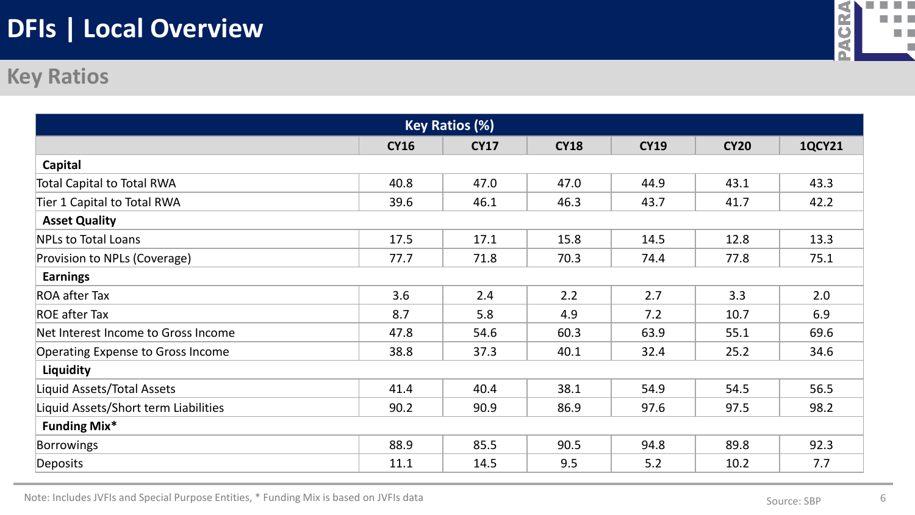# DFIs | Local Overview

## Key Ratios

| Key Ratios (%) | CY16 | CY17 | CY18 | CY19 | CY20 | 1QCY21 |
|---|---|---|---|---|---|---|
| **Capital** | | | | | | |
| Total Capital to Total RWA | 40.8 | 47.0 | 47.0 | 44.9 | 43.1 | 43.3 |
| Tier 1 Capital to Total RWA | 39.6 | 46.1 | 46.3 | 43.7 | 41.7 | 42.2 |
| **Asset Quality** | | | | | | |
| NPLs to Total Loans | 17.5 | 17.1 | 15.8 | 14.5 | 12.8 | 13.3 |
| Provision to NPLs (Coverage) | 77.7 | 71.8 | 70.3 | 74.4 | 77.8 | 75.1 |
| **Earnings** | | | | | | |
| ROA after Tax | 3.6 | 2.4 | 2.2 | 2.7 | 3.3 | 2.0 |
| ROE after Tax | 8.7 | 5.8 | 4.9 | 7.2 | 10.7 | 6.9 |
| Net Interest Income to Gross Income | 47.8 | 54.6 | 60.3 | 63.9 | 55.1 | 69.6 |
| Operating Expense to Gross Income | 38.8 | 37.3 | 40.1 | 32.4 | 25.2 | 34.6 |
| **Liquidity** | | | | | | |
| Liquid Assets/Total Assets | 41.4 | 40.4 | 38.1 | 54.9 | 54.5 | 56.5 |
| Liquid Assets/Short term Liabilities | 90.2 | 90.9 | 86.9 | 97.6 | 97.5 | 98.2 |
| **Funding Mix*** | | | | | | |
| Borrowings | 88.9 | 85.5 | 90.5 | 94.8 | 89.8 | 92.3 |
| Deposits | 11.1 | 14.5 | 9.5 | 5.2 | 10.2 | 7.7 |

Note: Includes JVFIs and Special Purpose Entities, * Funding Mix is based on JVFIs data

Source: SBP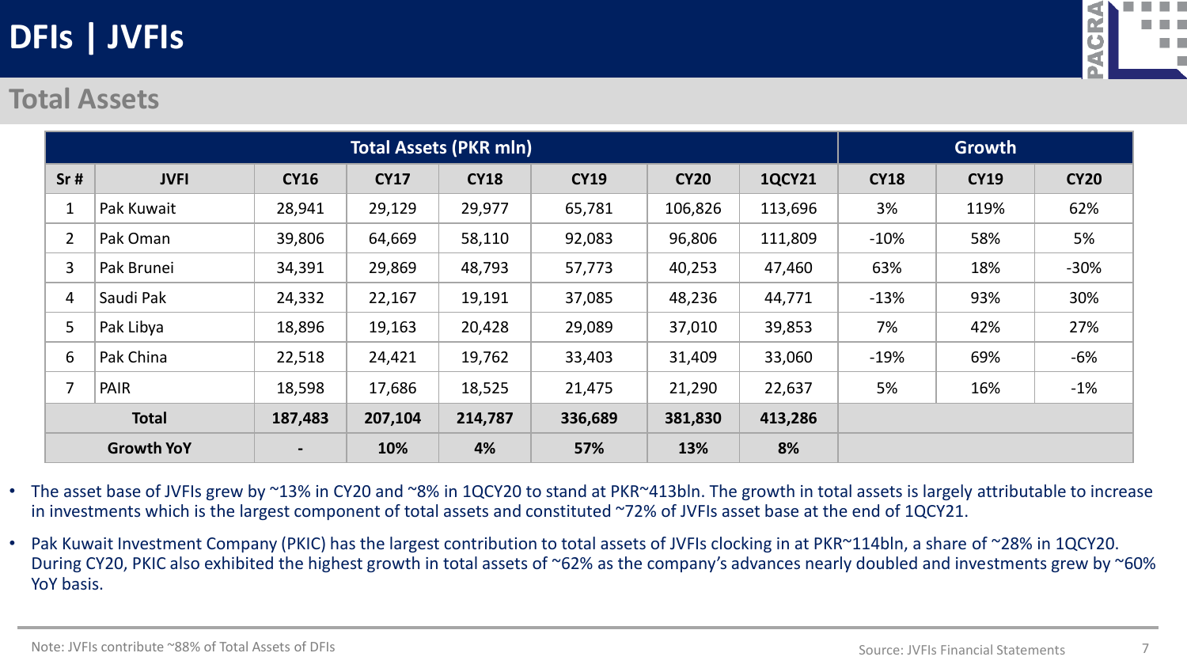# DFIs | JVFIs

## Total Assets

| | | Total Assets (PKR mln) | | | | | | Growth | | |
|---|---|---|---|---|---|---|---|---|---|---|
| Sr # | JVFI | CY16 | CY17 | CY18 | CY19 | CY20 | 1QCY21 | CY18 | CY19 | CY20 |
| 1 | Pak Kuwait | 28,941 | 29,129 | 29,977 | 65,781 | 106,826 | 113,696 | 3% | 119% | 62% |
| 2 | Pak Oman | 39,806 | 64,669 | 58,110 | 92,083 | 96,806 | 111,809 | -10% | 58% | 5% |
| 3 | Pak Brunei | 34,391 | 29,869 | 48,793 | 57,773 | 40,253 | 47,460 | 63% | 18% | -30% |
| 4 | Saudi Pak | 24,332 | 22,167 | 19,191 | 37,085 | 48,236 | 44,771 | -13% | 93% | 30% |
| 5 | Pak Libya | 18,896 | 19,163 | 20,428 | 29,089 | 37,010 | 39,853 | 7% | 42% | 27% |
| 6 | Pak China | 22,518 | 24,421 | 19,762 | 33,403 | 31,409 | 33,060 | -19% | 69% | -6% |
| 7 | PAIR | 18,598 | 17,686 | 18,525 | 21,475 | 21,290 | 22,637 | 5% | 16% | -1% |
| **Total** | | **187,483** | **207,104** | **214,787** | **336,689** | **381,830** | **413,286** | | | |
| **Growth YoY** | | **-** | **10%** | **4%** | **57%** | **13%** | **8%** | | | |

- The asset base of JVFIs grew by ~13% in CY20 and ~8% in 1QCY20 to stand at PKR~413bln. The growth in total assets is largely attributable to increase in investments which is the largest component of total assets and constituted ~72% of JVFIs asset base at the end of 1QCY21.
- Pak Kuwait Investment Company (PKIC) has the largest contribution to total assets of JVFIs clocking in at PKR~114bln, a share of ~28% in 1QCY20. During CY20, PKIC also exhibited the highest growth in total assets of ~62% as the company's advances nearly doubled and investments grew by ~60% YoY basis.

Note: JVFIs contribute ~88% of Total Assets of DFIs

Source: JVFIs Financial Statements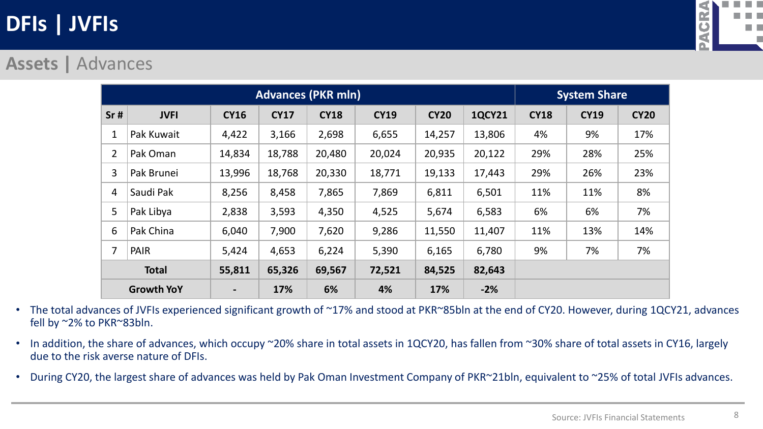# DFIs | JVFIs

## Assets | Advances

| Advances (PKR mln) | | | | | | | | System Share | | |
|---|---|---|---|---|---|---|---|---|---|---|
| Sr # | JVFI | CY16 | CY17 | CY18 | CY19 | CY20 | 1QCY21 | CY18 | CY19 | CY20 |
| 1 | Pak Kuwait | 4,422 | 3,166 | 2,698 | 6,655 | 14,257 | 13,806 | 4% | 9% | 17% |
| 2 | Pak Oman | 14,834 | 18,788 | 20,480 | 20,024 | 20,935 | 20,122 | 29% | 28% | 25% |
| 3 | Pak Brunei | 13,996 | 18,768 | 20,330 | 18,771 | 19,133 | 17,443 | 29% | 26% | 23% |
| 4 | Saudi Pak | 8,256 | 8,458 | 7,865 | 7,869 | 6,811 | 6,501 | 11% | 11% | 8% |
| 5 | Pak Libya | 2,838 | 3,593 | 4,350 | 4,525 | 5,674 | 6,583 | 6% | 6% | 7% |
| 6 | Pak China | 6,040 | 7,900 | 7,620 | 9,286 | 11,550 | 11,407 | 11% | 13% | 14% |
| 7 | PAIR | 5,424 | 4,653 | 6,224 | 5,390 | 6,165 | 6,780 | 9% | 7% | 7% |
| **Total** | | **55,811** | **65,326** | **69,567** | **72,521** | **84,525** | **82,643** | | | |
| **Growth YoY** | | **-** | **17%** | **6%** | **4%** | **17%** | **-2%** | | | |

- The total advances of JVFIs experienced significant growth of ~17% and stood at PKR~85bln at the end of CY20. However, during 1QCY21, advances fell by ~2% to PKR~83bln.
- In addition, the share of advances, which occupy ~20% share in total assets in 1QCY20, has fallen from ~30% share of total assets in CY16, largely due to the risk averse nature of DFIs.
- During CY20, the largest share of advances was held by Pak Oman Investment Company of PKR~21bln, equivalent to ~25% of total JVFIs advances.

Source: JVFIs Financial Statements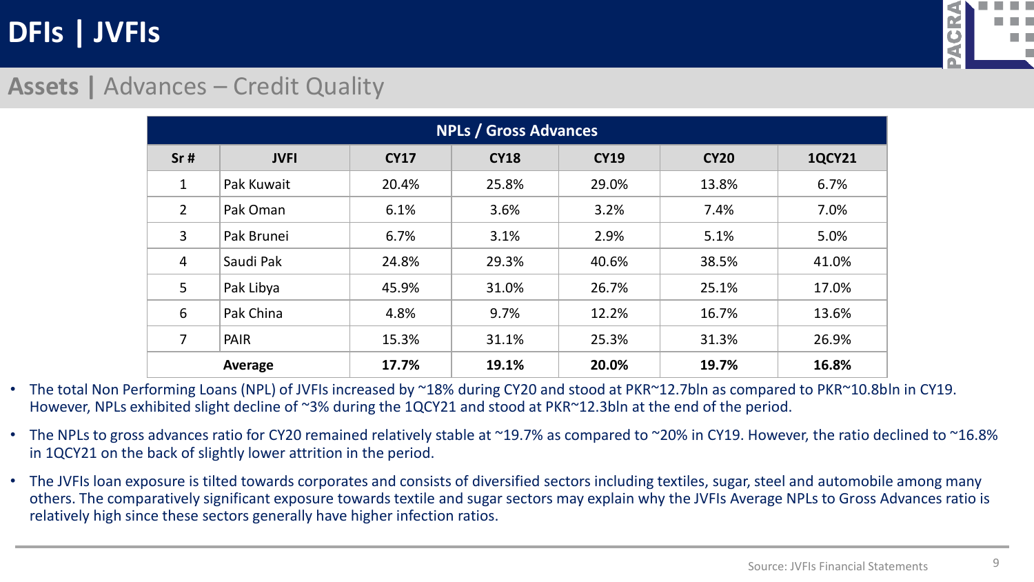# DFIs | JVFIs

## Assets | Advances – Credit Quality

| NPLs / Gross Advances | | | | | | |
|---|---|---|---|---|---|---|
| **Sr #** | **JVFI** | **CY17** | **CY18** | **CY19** | **CY20** | **1QCY21** |
| 1 | Pak Kuwait | 20.4% | 25.8% | 29.0% | 13.8% | 6.7% |
| 2 | Pak Oman | 6.1% | 3.6% | 3.2% | 7.4% | 7.0% |
| 3 | Pak Brunei | 6.7% | 3.1% | 2.9% | 5.1% | 5.0% |
| 4 | Saudi Pak | 24.8% | 29.3% | 40.6% | 38.5% | 41.0% |
| 5 | Pak Libya | 45.9% | 31.0% | 26.7% | 25.1% | 17.0% |
| 6 | Pak China | 4.8% | 9.7% | 12.2% | 16.7% | 13.6% |
| 7 | PAIR | 15.3% | 31.1% | 25.3% | 31.3% | 26.9% |
| **Average** | | **17.7%** | **19.1%** | **20.0%** | **19.7%** | **16.8%** |

- The total Non Performing Loans (NPL) of JVFIs increased by ~18% during CY20 and stood at PKR~12.7bln as compared to PKR~10.8bln in CY19. However, NPLs exhibited slight decline of ~3% during the 1QCY21 and stood at PKR~12.3bln at the end of the period.
- The NPLs to gross advances ratio for CY20 remained relatively stable at ~19.7% as compared to ~20% in CY19. However, the ratio declined to ~16.8% in 1QCY21 on the back of slightly lower attrition in the period.
- The JVFIs loan exposure is tilted towards corporates and consists of diversified sectors including textiles, sugar, steel and automobile among many others. The comparatively significant exposure towards textile and sugar sectors may explain why the JVFIs Average NPLs to Gross Advances ratio is relatively high since these sectors generally have higher infection ratios.

Source: JVFIs Financial Statements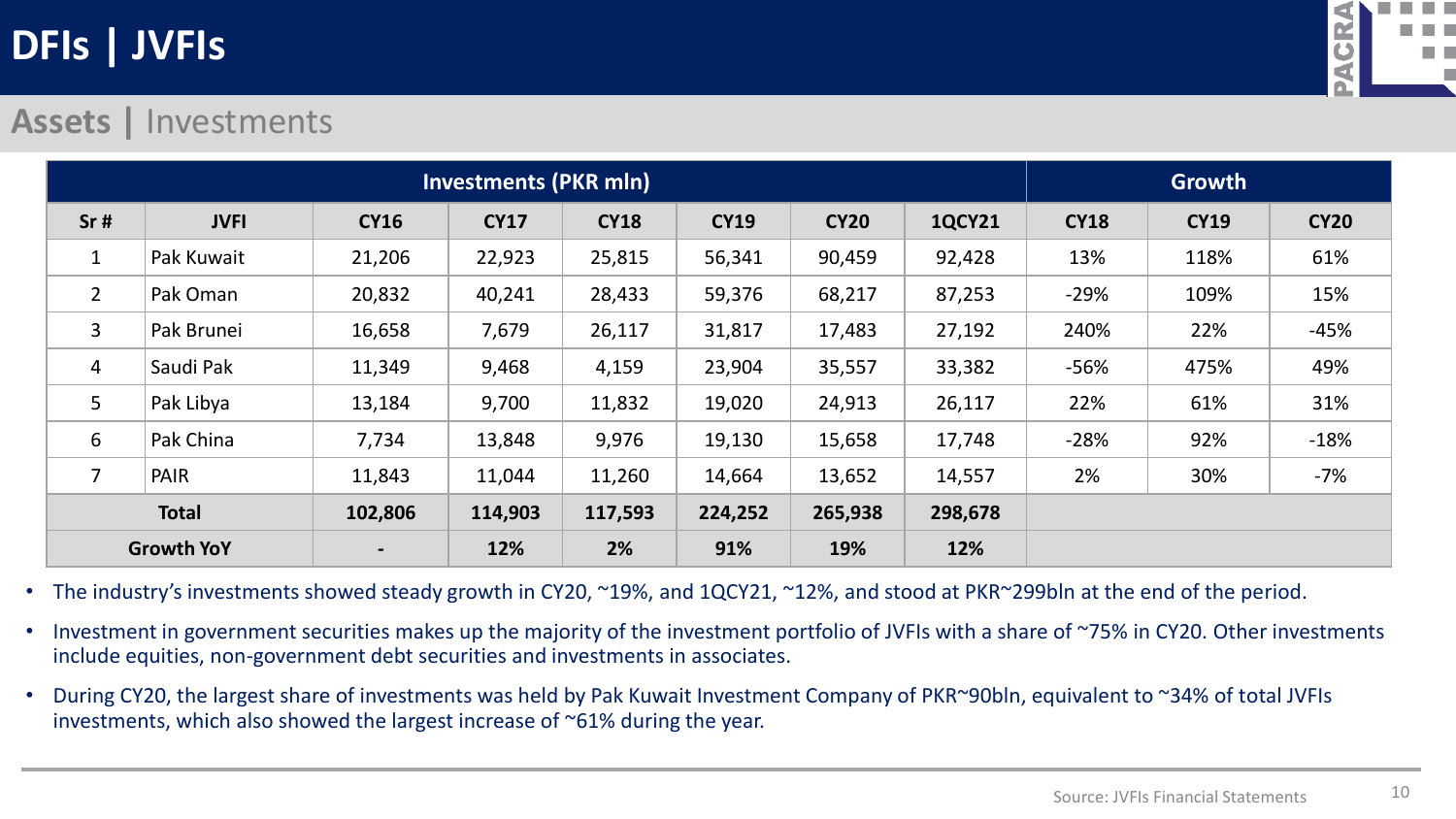# DFIs | JVFIs

## Assets | Investments

| Investments (PKR mln) | | | | | | | | Growth | | |
|---|---|---|---|---|---|---|---|---|---|---|
| Sr # | JVFI | CY16 | CY17 | CY18 | CY19 | CY20 | 1QCY21 | CY18 | CY19 | CY20 |
| 1 | Pak Kuwait | 21,206 | 22,923 | 25,815 | 56,341 | 90,459 | 92,428 | 13% | 118% | 61% |
| 2 | Pak Oman | 20,832 | 40,241 | 28,433 | 59,376 | 68,217 | 87,253 | -29% | 109% | 15% |
| 3 | Pak Brunei | 16,658 | 7,679 | 26,117 | 31,817 | 17,483 | 27,192 | 240% | 22% | -45% |
| 4 | Saudi Pak | 11,349 | 9,468 | 4,159 | 23,904 | 35,557 | 33,382 | -56% | 475% | 49% |
| 5 | Pak Libya | 13,184 | 9,700 | 11,832 | 19,020 | 24,913 | 26,117 | 22% | 61% | 31% |
| 6 | Pak China | 7,734 | 13,848 | 9,976 | 19,130 | 15,658 | 17,748 | -28% | 92% | -18% |
| 7 | PAIR | 11,843 | 11,044 | 11,260 | 14,664 | 13,652 | 14,557 | 2% | 30% | -7% |
| **Total** | | **102,806** | **114,903** | **117,593** | **224,252** | **265,938** | **298,678** | | | |
| **Growth YoY** | | **-** | **12%** | **2%** | **91%** | **19%** | **12%** | | | |

- The industry's investments showed steady growth in CY20, ~19%, and 1QCY21, ~12%, and stood at PKR~299bln at the end of the period.
- Investment in government securities makes up the majority of the investment portfolio of JVFIs with a share of ~75% in CY20. Other investments include equities, non-government debt securities and investments in associates.
- During CY20, the largest share of investments was held by Pak Kuwait Investment Company of PKR~90bln, equivalent to ~34% of total JVFIs investments, which also showed the largest increase of ~61% during the year.

Source: JVFIs Financial Statements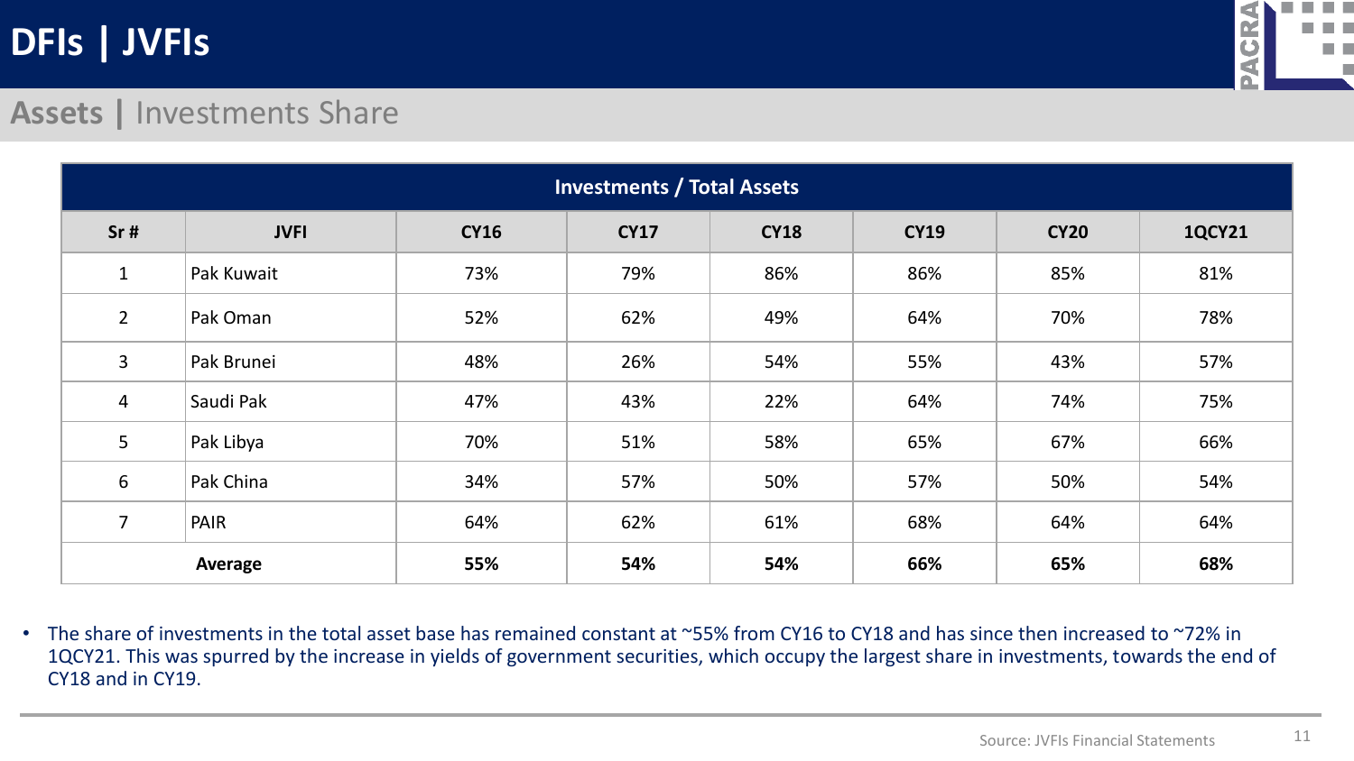# DFIs | JVFIs

## Assets | Investments Share

| Investments / Total Assets | | | | | | | |
|---|---|---|---|---|---|---|---|
| Sr # | JVFI | CY16 | CY17 | CY18 | CY19 | CY20 | 1QCY21 |
| 1 | Pak Kuwait | 73% | 79% | 86% | 86% | 85% | 81% |
| 2 | Pak Oman | 52% | 62% | 49% | 64% | 70% | 78% |
| 3 | Pak Brunei | 48% | 26% | 54% | 55% | 43% | 57% |
| 4 | Saudi Pak | 47% | 43% | 22% | 64% | 74% | 75% |
| 5 | Pak Libya | 70% | 51% | 58% | 65% | 67% | 66% |
| 6 | Pak China | 34% | 57% | 50% | 57% | 50% | 54% |
| 7 | PAIR | 64% | 62% | 61% | 68% | 64% | 64% |
| **Average** | | **55%** | **54%** | **54%** | **66%** | **65%** | **68%** |

- The share of investments in the total asset base has remained constant at ~55% from CY16 to CY18 and has since then increased to ~72% in 1QCY21. This was spurred by the increase in yields of government securities, which occupy the largest share in investments, towards the end of CY18 and in CY19.

Source: JVFIs Financial Statements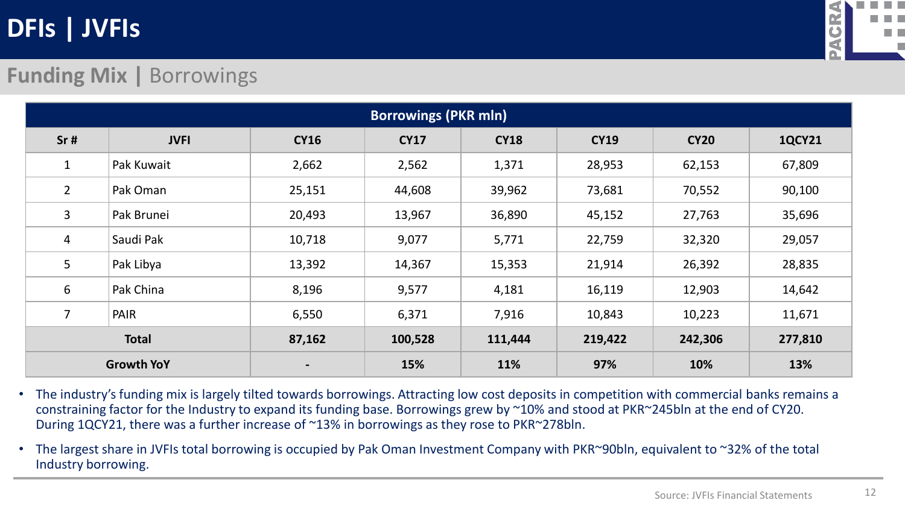# DFIs | JVFIs

## Funding Mix | Borrowings

| Borrowings (PKR mln) | | | | | | | |
|---|---|---|---|---|---|---|---|
| Sr # | JVFI | CY16 | CY17 | CY18 | CY19 | CY20 | 1QCY21 |
| 1 | Pak Kuwait | 2,662 | 2,562 | 1,371 | 28,953 | 62,153 | 67,809 |
| 2 | Pak Oman | 25,151 | 44,608 | 39,962 | 73,681 | 70,552 | 90,100 |
| 3 | Pak Brunei | 20,493 | 13,967 | 36,890 | 45,152 | 27,763 | 35,696 |
| 4 | Saudi Pak | 10,718 | 9,077 | 5,771 | 22,759 | 32,320 | 29,057 |
| 5 | Pak Libya | 13,392 | 14,367 | 15,353 | 21,914 | 26,392 | 28,835 |
| 6 | Pak China | 8,196 | 9,577 | 4,181 | 16,119 | 12,903 | 14,642 |
| 7 | PAIR | 6,550 | 6,371 | 7,916 | 10,843 | 10,223 | 11,671 |
| **Total** | | **87,162** | **100,528** | **111,444** | **219,422** | **242,306** | **277,810** |
| **Growth YoY** | | **-** | **15%** | **11%** | **97%** | **10%** | **13%** |

- The industry's funding mix is largely tilted towards borrowings. Attracting low cost deposits in competition with commercial banks remains a constraining factor for the Industry to expand its funding base. Borrowings grew by ~10% and stood at PKR~245bln at the end of CY20. During 1QCY21, there was a further increase of ~13% in borrowings as they rose to PKR~278bln.
- The largest share in JVFIs total borrowing is occupied by Pak Oman Investment Company with PKR~90bln, equivalent to ~32% of the total Industry borrowing.

Source: JVFIs Financial Statements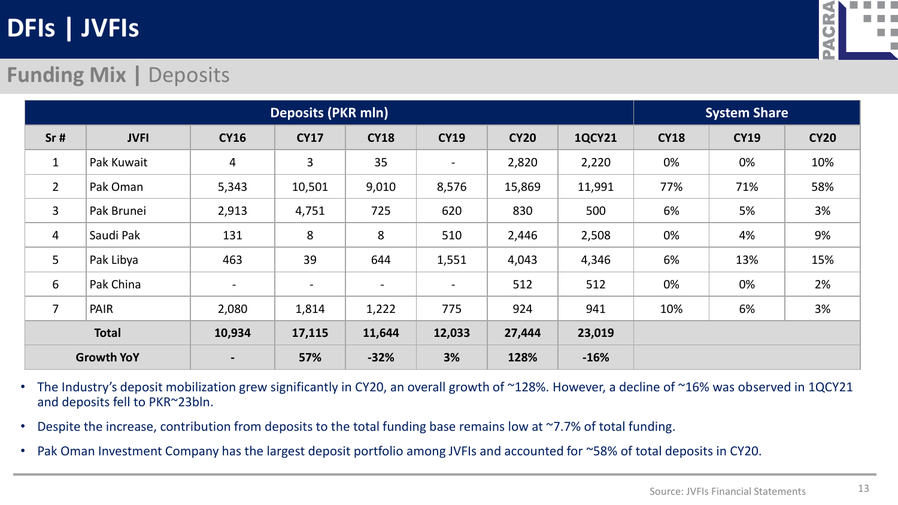# DFIs | JVFIs

## Funding Mix | Deposits

| | | Deposits (PKR mln) | | | | | | System Share | | |
|---|---|---|---|---|---|---|---|---|---|---|
| Sr # | JVFI | CY16 | CY17 | CY18 | CY19 | CY20 | 1QCY21 | CY18 | CY19 | CY20 |
| 1 | Pak Kuwait | 4 | 3 | 35 | - | 2,820 | 2,220 | 0% | 0% | 10% |
| 2 | Pak Oman | 5,343 | 10,501 | 9,010 | 8,576 | 15,869 | 11,991 | 77% | 71% | 58% |
| 3 | Pak Brunei | 2,913 | 4,751 | 725 | 620 | 830 | 500 | 6% | 5% | 3% |
| 4 | Saudi Pak | 131 | 8 | 8 | 510 | 2,446 | 2,508 | 0% | 4% | 9% |
| 5 | Pak Libya | 463 | 39 | 644 | 1,551 | 4,043 | 4,346 | 6% | 13% | 15% |
| 6 | Pak China | - | - | - | - | 512 | 512 | 0% | 0% | 2% |
| 7 | PAIR | 2,080 | 1,814 | 1,222 | 775 | 924 | 941 | 10% | 6% | 3% |
| **Total** | | **10,934** | **17,115** | **11,644** | **12,033** | **27,444** | **23,019** | | | |
| **Growth YoY** | | **-** | **57%** | **-32%** | **3%** | **128%** | **-16%** | | | |

- The Industry's deposit mobilization grew significantly in CY20, an overall growth of ~128%. However, a decline of ~16% was observed in 1QCY21 and deposits fell to PKR~23bln.
- Despite the increase, contribution from deposits to the total funding base remains low at ~7.7% of total funding.
- Pak Oman Investment Company has the largest deposit portfolio among JVFIs and accounted for ~58% of total deposits in CY20.

Source: JVFIs Financial Statements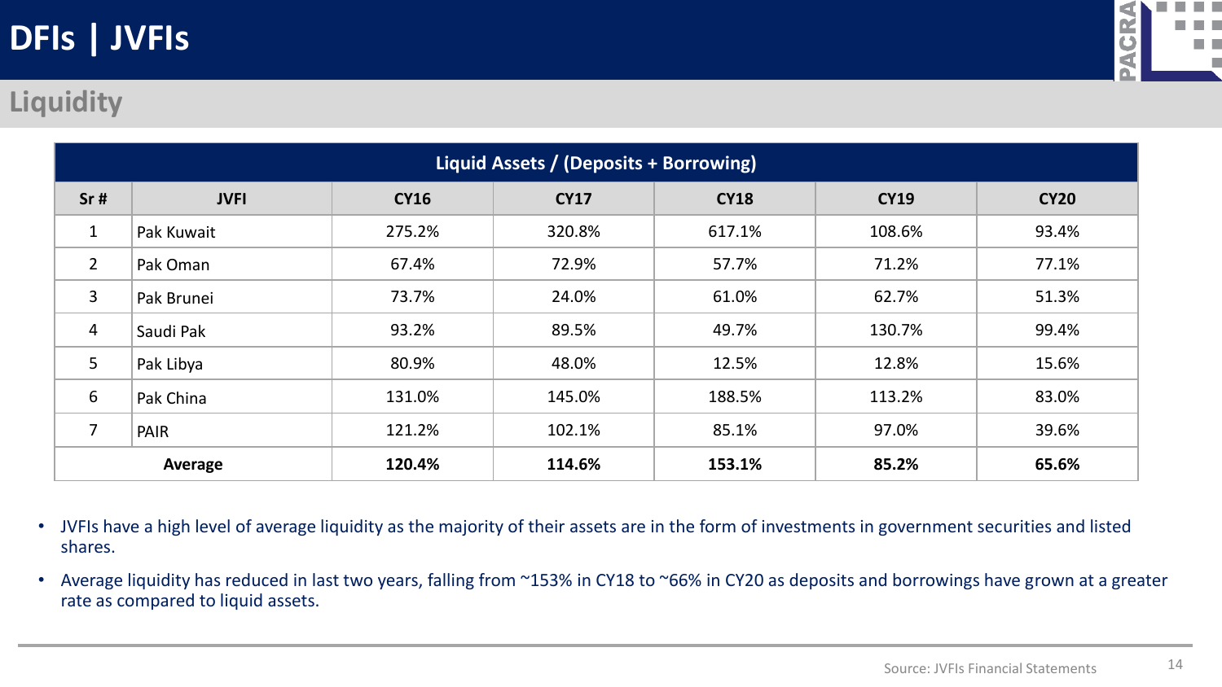# DFIs | JVFIs

## Liquidity

| Liquid Assets / (Deposits + Borrowing) | | | | | | |
|---|---|---|---|---|---|---|
| **Sr #** | **JVFI** | **CY16** | **CY17** | **CY18** | **CY19** | **CY20** |
| 1 | Pak Kuwait | 275.2% | 320.8% | 617.1% | 108.6% | 93.4% |
| 2 | Pak Oman | 67.4% | 72.9% | 57.7% | 71.2% | 77.1% |
| 3 | Pak Brunei | 73.7% | 24.0% | 61.0% | 62.7% | 51.3% |
| 4 | Saudi Pak | 93.2% | 89.5% | 49.7% | 130.7% | 99.4% |
| 5 | Pak Libya | 80.9% | 48.0% | 12.5% | 12.8% | 15.6% |
| 6 | Pak China | 131.0% | 145.0% | 188.5% | 113.2% | 83.0% |
| 7 | PAIR | 121.2% | 102.1% | 85.1% | 97.0% | 39.6% |
| **Average** | | **120.4%** | **114.6%** | **153.1%** | **85.2%** | **65.6%** |

- JVFIs have a high level of average liquidity as the majority of their assets are in the form of investments in government securities and listed shares.
- Average liquidity has reduced in last two years, falling from ~153% in CY18 to ~66% in CY20 as deposits and borrowings have grown at a greater rate as compared to liquid assets.

Source: JVFIs Financial Statements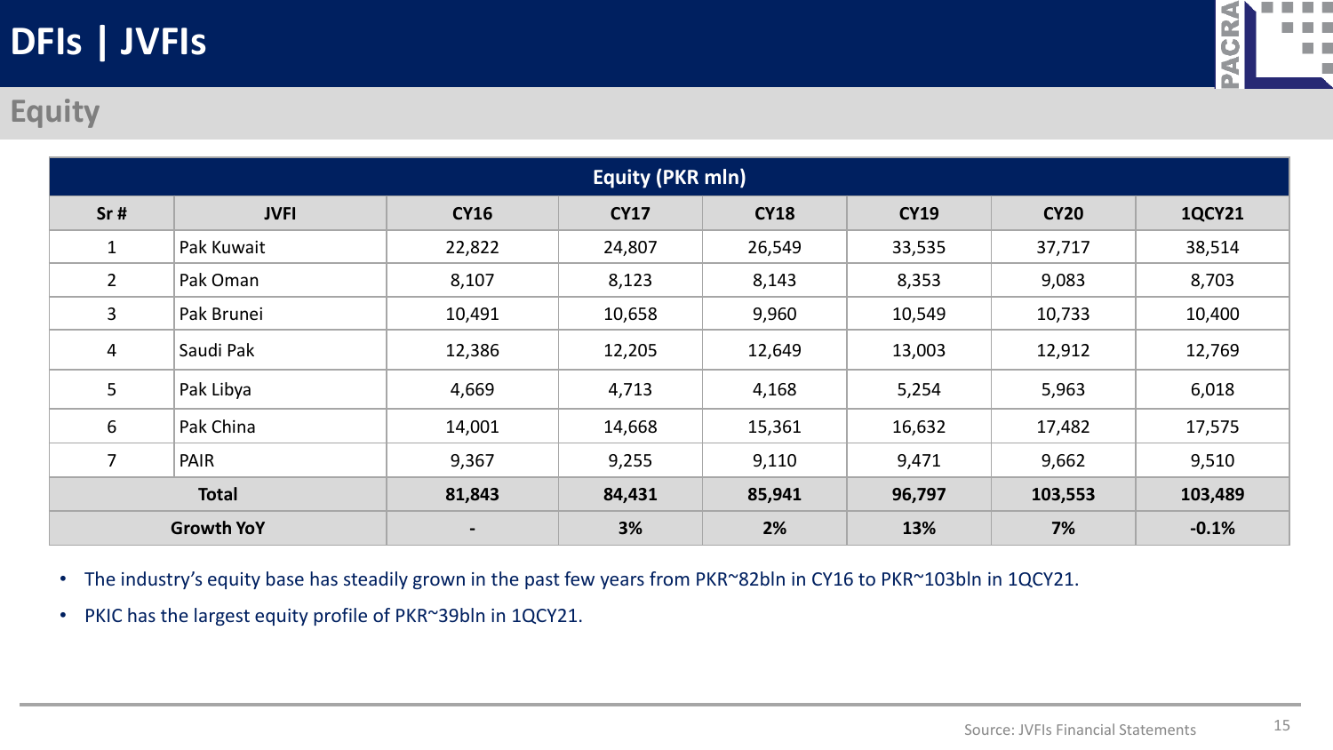# DFIs | JVFIs

## Equity

| Equity (PKR mln) | | | | | | | |
|---|---|---|---|---|---|---|---|
| **Sr #** | **JVFI** | **CY16** | **CY17** | **CY18** | **CY19** | **CY20** | **1QCY21** |
| 1 | Pak Kuwait | 22,822 | 24,807 | 26,549 | 33,535 | 37,717 | 38,514 |
| 2 | Pak Oman | 8,107 | 8,123 | 8,143 | 8,353 | 9,083 | 8,703 |
| 3 | Pak Brunei | 10,491 | 10,658 | 9,960 | 10,549 | 10,733 | 10,400 |
| 4 | Saudi Pak | 12,386 | 12,205 | 12,649 | 13,003 | 12,912 | 12,769 |
| 5 | Pak Libya | 4,669 | 4,713 | 4,168 | 5,254 | 5,963 | 6,018 |
| 6 | Pak China | 14,001 | 14,668 | 15,361 | 16,632 | 17,482 | 17,575 |
| 7 | PAIR | 9,367 | 9,255 | 9,110 | 9,471 | 9,662 | 9,510 |
| **Total** | | **81,843** | **84,431** | **85,941** | **96,797** | **103,553** | **103,489** |
| **Growth YoY** | | **-** | **3%** | **2%** | **13%** | **7%** | **-0.1%** |

- The industry's equity base has steadily grown in the past few years from PKR~82bln in CY16 to PKR~103bln in 1QCY21.
- PKIC has the largest equity profile of PKR~39bln in 1QCY21.

Source: JVFIs Financial Statements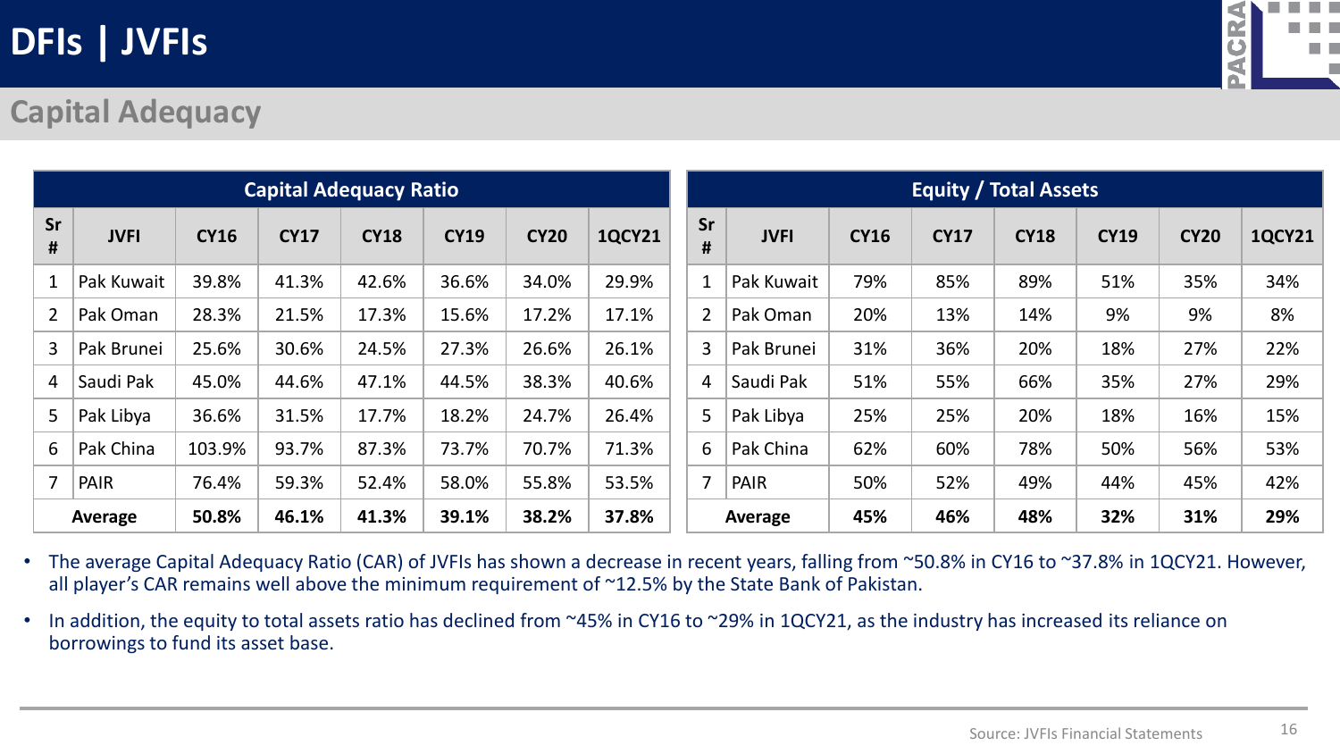# DFIs | JVFIs

## Capital Adequacy

| Capital Adequacy Ratio | | | | | | | |
|---|---|---|---|---|---|---|---|
| Sr # | JVFI | CY16 | CY17 | CY18 | CY19 | CY20 | 1QCY21 |
| 1 | Pak Kuwait | 39.8% | 41.3% | 42.6% | 36.6% | 34.0% | 29.9% |
| 2 | Pak Oman | 28.3% | 21.5% | 17.3% | 15.6% | 17.2% | 17.1% |
| 3 | Pak Brunei | 25.6% | 30.6% | 24.5% | 27.3% | 26.6% | 26.1% |
| 4 | Saudi Pak | 45.0% | 44.6% | 47.1% | 44.5% | 38.3% | 40.6% |
| 5 | Pak Libya | 36.6% | 31.5% | 17.7% | 18.2% | 24.7% | 26.4% |
| 6 | Pak China | 103.9% | 93.7% | 87.3% | 73.7% | 70.7% | 71.3% |
| 7 | PAIR | 76.4% | 59.3% | 52.4% | 58.0% | 55.8% | 53.5% |
| **Average** | | **50.8%** | **46.1%** | **41.3%** | **39.1%** | **38.2%** | **37.8%** |

| Equity / Total Assets | | | | | | | |
|---|---|---|---|---|---|---|---|
| Sr # | JVFI | CY16 | CY17 | CY18 | CY19 | CY20 | 1QCY21 |
| 1 | Pak Kuwait | 79% | 85% | 89% | 51% | 35% | 34% |
| 2 | Pak Oman | 20% | 13% | 14% | 9% | 9% | 8% |
| 3 | Pak Brunei | 31% | 36% | 20% | 18% | 27% | 22% |
| 4 | Saudi Pak | 51% | 55% | 66% | 35% | 27% | 29% |
| 5 | Pak Libya | 25% | 25% | 20% | 18% | 16% | 15% |
| 6 | Pak China | 62% | 60% | 78% | 50% | 56% | 53% |
| 7 | PAIR | 50% | 52% | 49% | 44% | 45% | 42% |
| **Average** | | **45%** | **46%** | **48%** | **32%** | **31%** | **29%** |

- The average Capital Adequacy Ratio (CAR) of JVFIs has shown a decrease in recent years, falling from ~50.8% in CY16 to ~37.8% in 1QCY21. However, all player's CAR remains well above the minimum requirement of ~12.5% by the State Bank of Pakistan.
- In addition, the equity to total assets ratio has declined from ~45% in CY16 to ~29% in 1QCY21, as the industry has increased its reliance on borrowings to fund its asset base.

Source: JVFIs Financial Statements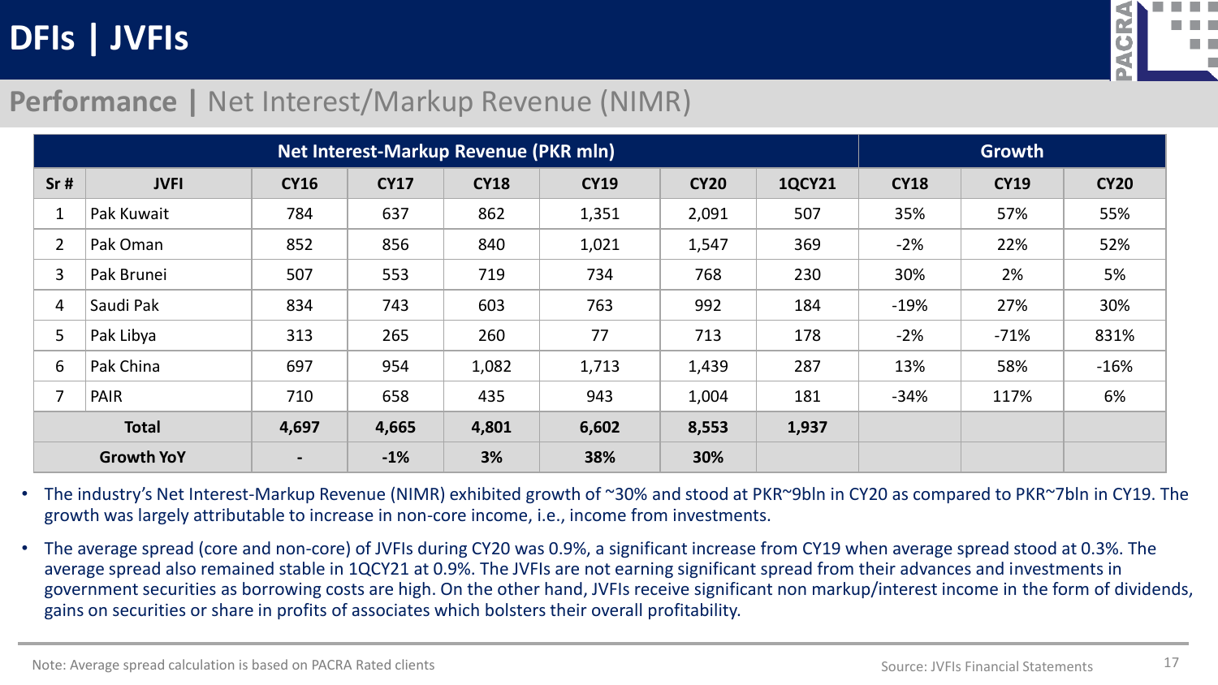# DFIs | JVFIs

## Performance | Net Interest/Markup Revenue (NIMR)

| Net Interest-Markup Revenue (PKR mln) | | | | | | | | Growth | | |
|---|---|---|---|---|---|---|---|---|---|---|
| Sr # | JVFI | CY16 | CY17 | CY18 | CY19 | CY20 | 1QCY21 | CY18 | CY19 | CY20 |
| 1 | Pak Kuwait | 784 | 637 | 862 | 1,351 | 2,091 | 507 | 35% | 57% | 55% |
| 2 | Pak Oman | 852 | 856 | 840 | 1,021 | 1,547 | 369 | -2% | 22% | 52% |
| 3 | Pak Brunei | 507 | 553 | 719 | 734 | 768 | 230 | 30% | 2% | 5% |
| 4 | Saudi Pak | 834 | 743 | 603 | 763 | 992 | 184 | -19% | 27% | 30% |
| 5 | Pak Libya | 313 | 265 | 260 | 77 | 713 | 178 | -2% | -71% | 831% |
| 6 | Pak China | 697 | 954 | 1,082 | 1,713 | 1,439 | 287 | 13% | 58% | -16% |
| 7 | PAIR | 710 | 658 | 435 | 943 | 1,004 | 181 | -34% | 117% | 6% |
| **Total** | | **4,697** | **4,665** | **4,801** | **6,602** | **8,553** | **1,937** | | | |
| **Growth YoY** | | **-** | **-1%** | **3%** | **38%** | **30%** | | | | |

- The industry's Net Interest-Markup Revenue (NIMR) exhibited growth of ~30% and stood at PKR~9bln in CY20 as compared to PKR~7bln in CY19. The growth was largely attributable to increase in non-core income, i.e., income from investments.
- The average spread (core and non-core) of JVFIs during CY20 was 0.9%, a significant increase from CY19 when average spread stood at 0.3%. The average spread also remained stable in 1QCY21 at 0.9%. The JVFIs are not earning significant spread from their advances and investments in government securities as borrowing costs are high. On the other hand, JVFIs receive significant non markup/interest income in the form of dividends, gains on securities or share in profits of associates which bolsters their overall profitability.

Note: Average spread calculation is based on PACRA Rated clients

Source: JVFIs Financial Statements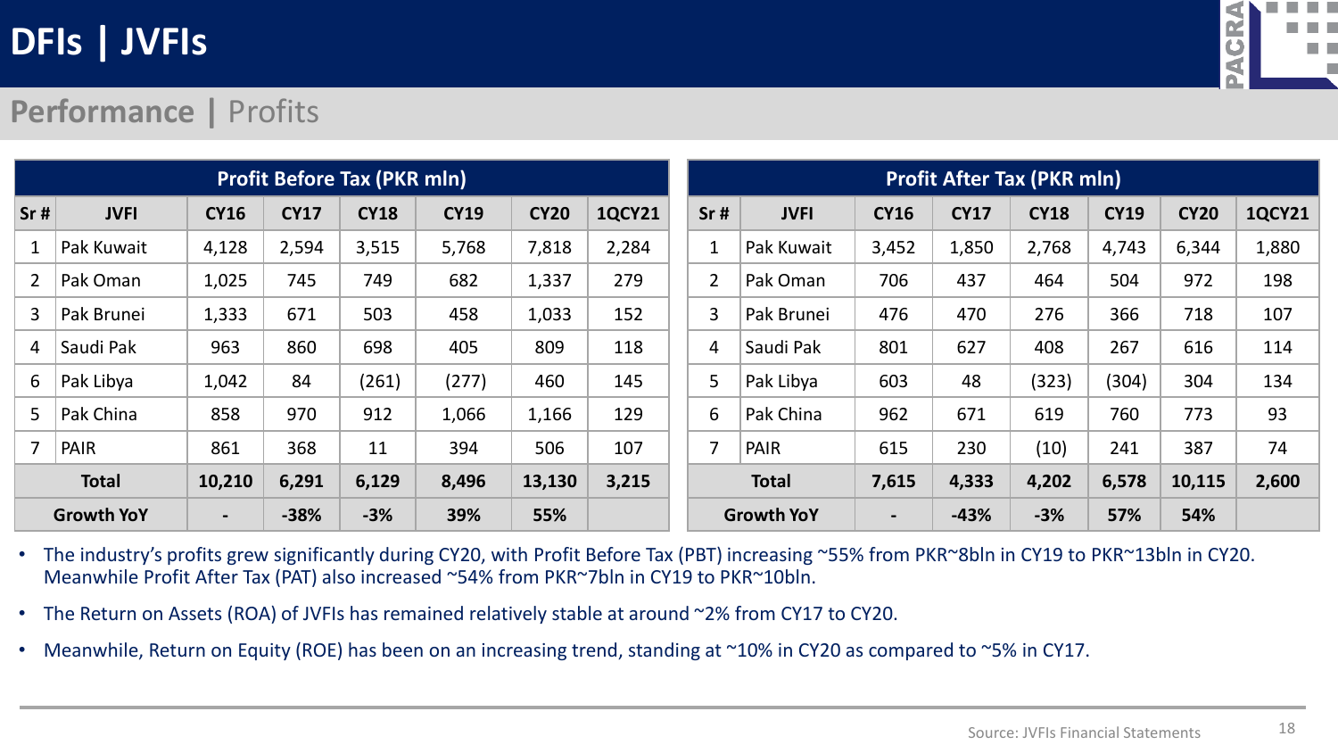# DFIs | JVFIs

## Performance | Profits

| Profit Before Tax (PKR mln) | | | | | | | |
|---|---|---|---|---|---|---|---|
| **Sr #** | **JVFI** | **CY16** | **CY17** | **CY18** | **CY19** | **CY20** | **1QCY21** |
| 1 | Pak Kuwait | 4,128 | 2,594 | 3,515 | 5,768 | 7,818 | 2,284 |
| 2 | Pak Oman | 1,025 | 745 | 749 | 682 | 1,337 | 279 |
| 3 | Pak Brunei | 1,333 | 671 | 503 | 458 | 1,033 | 152 |
| 4 | Saudi Pak | 963 | 860 | 698 | 405 | 809 | 118 |
| 6 | Pak Libya | 1,042 | 84 | (261) | (277) | 460 | 145 |
| 5 | Pak China | 858 | 970 | 912 | 1,066 | 1,166 | 129 |
| 7 | PAIR | 861 | 368 | 11 | 394 | 506 | 107 |
| **Total** | | **10,210** | **6,291** | **6,129** | **8,496** | **13,130** | **3,215** |
| **Growth YoY** | | **-** | **-38%** | **-3%** | **39%** | **55%** | |

| Profit After Tax (PKR mln) | | | | | | | |
|---|---|---|---|---|---|---|---|
| **Sr #** | **JVFI** | **CY16** | **CY17** | **CY18** | **CY19** | **CY20** | **1QCY21** |
| 1 | Pak Kuwait | 3,452 | 1,850 | 2,768 | 4,743 | 6,344 | 1,880 |
| 2 | Pak Oman | 706 | 437 | 464 | 504 | 972 | 198 |
| 3 | Pak Brunei | 476 | 470 | 276 | 366 | 718 | 107 |
| 4 | Saudi Pak | 801 | 627 | 408 | 267 | 616 | 114 |
| 5 | Pak Libya | 603 | 48 | (323) | (304) | 304 | 134 |
| 6 | Pak China | 962 | 671 | 619 | 760 | 773 | 93 |
| 7 | PAIR | 615 | 230 | (10) | 241 | 387 | 74 |
| **Total** | | **7,615** | **4,333** | **4,202** | **6,578** | **10,115** | **2,600** |
| **Growth YoY** | | **-** | **-43%** | **-3%** | **57%** | **54%** | |

- The industry's profits grew significantly during CY20, with Profit Before Tax (PBT) increasing ~55% from PKR~8bln in CY19 to PKR~13bln in CY20. Meanwhile Profit After Tax (PAT) also increased ~54% from PKR~7bln in CY19 to PKR~10bln.
- The Return on Assets (ROA) of JVFIs has remained relatively stable at around ~2% from CY17 to CY20.
- Meanwhile, Return on Equity (ROE) has been on an increasing trend, standing at ~10% in CY20 as compared to ~5% in CY17.

Source: JVFIs Financial Statements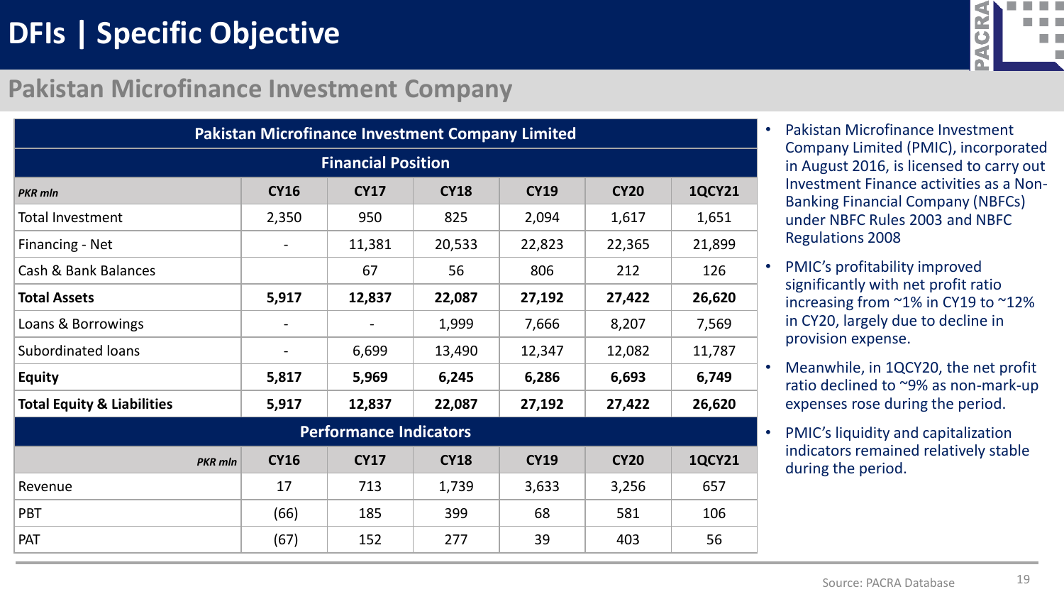# DFIs | Specific Objective

## Pakistan Microfinance Investment Company

| Pakistan Microfinance Investment Company Limited | | | | | | |
|---|---|---|---|---|---|---|
| **Financial Position** | | | | | | |
| *PKR mln* | **CY16** | **CY17** | **CY18** | **CY19** | **CY20** | **1QCY21** |
| Total Investment | 2,350 | 950 | 825 | 2,094 | 1,617 | 1,651 |
| Financing - Net | - | 11,381 | 20,533 | 22,823 | 22,365 | 21,899 |
| Cash & Bank Balances | | 67 | 56 | 806 | 212 | 126 |
| **Total Assets** | **5,917** | **12,837** | **22,087** | **27,192** | **27,422** | **26,620** |
| Loans & Borrowings | - | - | 1,999 | 7,666 | 8,207 | 7,569 |
| Subordinated loans | - | 6,699 | 13,490 | 12,347 | 12,082 | 11,787 |
| **Equity** | **5,817** | **5,969** | **6,245** | **6,286** | **6,693** | **6,749** |
| **Total Equity & Liabilities** | **5,917** | **12,837** | **22,087** | **27,192** | **27,422** | **26,620** |
| **Performance Indicators** | | | | | | |
| *PKR mln* | **CY16** | **CY17** | **CY18** | **CY19** | **CY20** | **1QCY21** |
| Revenue | 17 | 713 | 1,739 | 3,633 | 3,256 | 657 |
| PBT | (66) | 185 | 399 | 68 | 581 | 106 |
| PAT | (67) | 152 | 277 | 39 | 403 | 56 |

- Pakistan Microfinance Investment Company Limited (PMIC), incorporated in August 2016, is licensed to carry out Investment Finance activities as a Non-Banking Financial Company (NBFCs) under NBFC Rules 2003 and NBFC Regulations 2008
- PMIC's profitability improved significantly with net profit ratio increasing from ~1% in CY19 to ~12% in CY20, largely due to decline in provision expense.
- Meanwhile, in 1QCY20, the net profit ratio declined to ~9% as non-mark-up expenses rose during the period.
- PMIC's liquidity and capitalization indicators remained relatively stable during the period.

Source: PACRA Database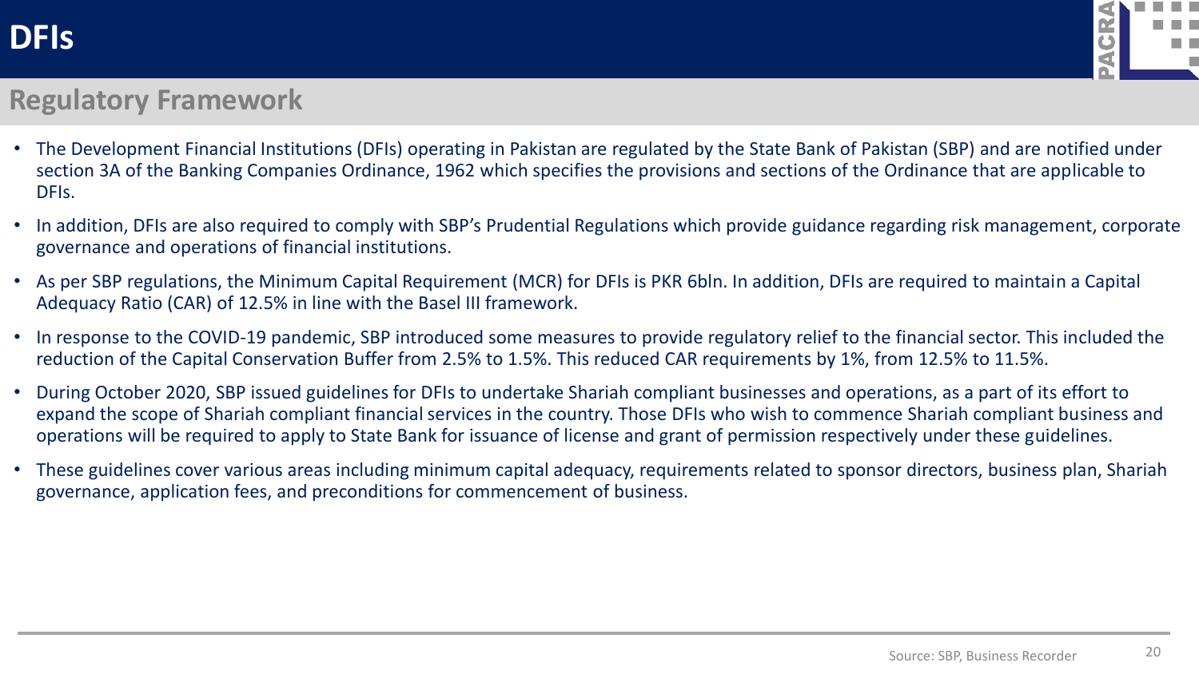# DFIs

## Regulatory Framework

- The Development Financial Institutions (DFIs) operating in Pakistan are regulated by the State Bank of Pakistan (SBP) and are notified under section 3A of the Banking Companies Ordinance, 1962 which specifies the provisions and sections of the Ordinance that are applicable to DFIs.
- In addition, DFIs are also required to comply with SBP's Prudential Regulations which provide guidance regarding risk management, corporate governance and operations of financial institutions.
- As per SBP regulations, the Minimum Capital Requirement (MCR) for DFIs is PKR 6bln. In addition, DFIs are required to maintain a Capital Adequacy Ratio (CAR) of 12.5% in line with the Basel III framework.
- In response to the COVID-19 pandemic, SBP introduced some measures to provide regulatory relief to the financial sector. This included the reduction of the Capital Conservation Buffer from 2.5% to 1.5%. This reduced CAR requirements by 1%, from 12.5% to 11.5%.
- During October 2020, SBP issued guidelines for DFIs to undertake Shariah compliant businesses and operations, as a part of its effort to expand the scope of Shariah compliant financial services in the country. Those DFIs who wish to commence Shariah compliant business and operations will be required to apply to State Bank for issuance of license and grant of permission respectively under these guidelines.
- These guidelines cover various areas including minimum capital adequacy, requirements related to sponsor directors, business plan, Shariah governance, application fees, and preconditions for commencement of business.

Source: SBP, Business Recorder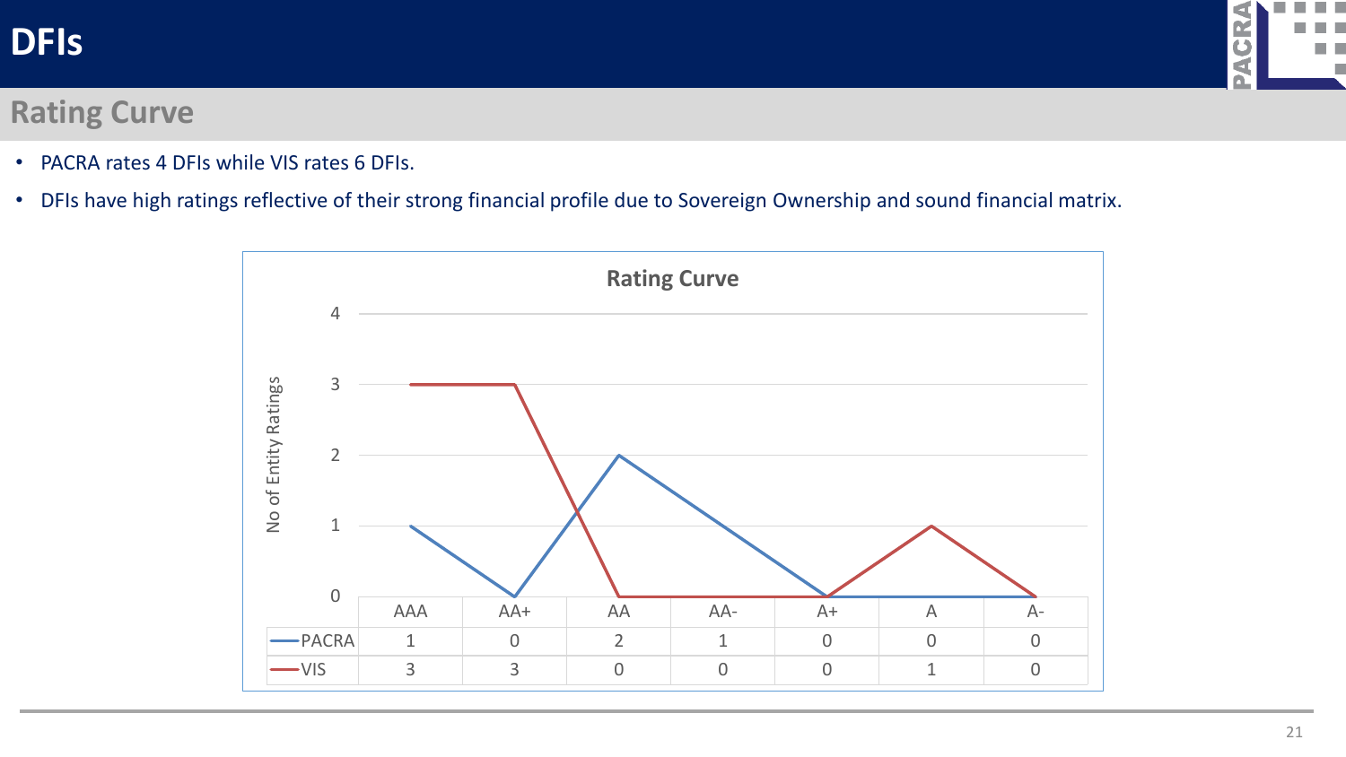# DFIs

## Rating Curve

- PACRA rates 4 DFIs while VIS rates 6 DFIs.
- DFIs have high ratings reflective of their strong financial profile due to Sovereign Ownership and sound financial matrix.

### Rating Curve

No of Entity Ratings

| | AAA | AA+ | AA | AA- | A+ | A | A- |
|---|---|---|---|---|---|---|---|
| PACRA | 1 | 0 | 2 | 1 | 0 | 0 | 0 |
| VIS | 3 | 3 | 0 | 0 | 0 | 1 | 0 |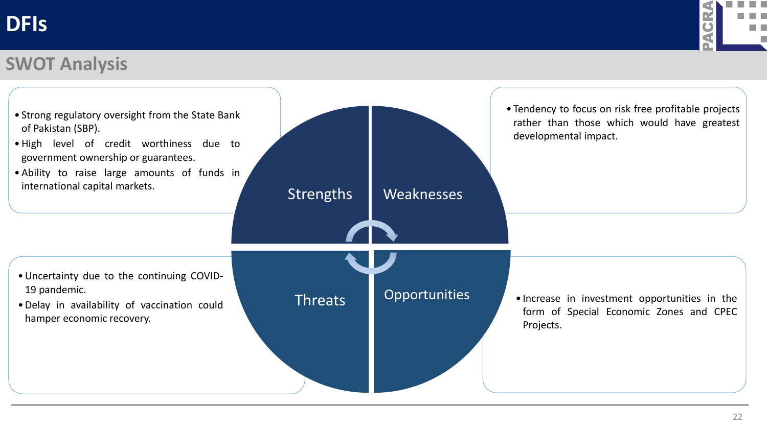# DFIs

## SWOT Analysis

### Strengths

- Strong regulatory oversight from the State Bank of Pakistan (SBP).
- High level of credit worthiness due to government ownership or guarantees.
- Ability to raise large amounts of funds in international capital markets.

### Weaknesses

- Tendency to focus on risk free profitable projects rather than those which would have greatest developmental impact.

### Threats

- Uncertainty due to the continuing COVID-19 pandemic.
- Delay in availability of vaccination could hamper economic recovery.

### Opportunities

- Increase in investment opportunities in the form of Special Economic Zones and CPEC Projects.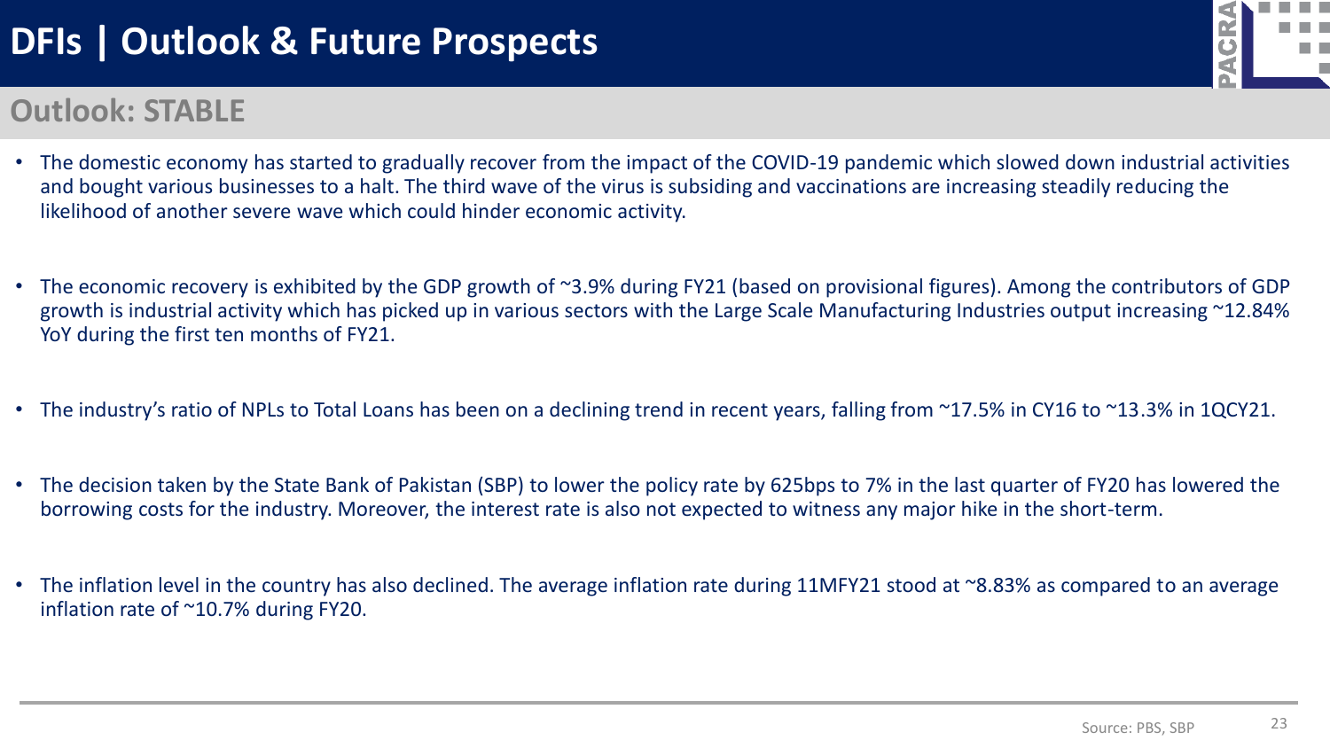# DFIs | Outlook & Future Prospects

## Outlook: STABLE

- The domestic economy has started to gradually recover from the impact of the COVID-19 pandemic which slowed down industrial activities and bought various businesses to a halt. The third wave of the virus is subsiding and vaccinations are increasing steadily reducing the likelihood of another severe wave which could hinder economic activity.

- The economic recovery is exhibited by the GDP growth of ~3.9% during FY21 (based on provisional figures). Among the contributors of GDP growth is industrial activity which has picked up in various sectors with the Large Scale Manufacturing Industries output increasing ~12.84% YoY during the first ten months of FY21.

- The industry's ratio of NPLs to Total Loans has been on a declining trend in recent years, falling from ~17.5% in CY16 to ~13.3% in 1QCY21.

- The decision taken by the State Bank of Pakistan (SBP) to lower the policy rate by 625bps to 7% in the last quarter of FY20 has lowered the borrowing costs for the industry. Moreover, the interest rate is also not expected to witness any major hike in the short-term.

- The inflation level in the country has also declined. The average inflation rate during 11MFY21 stood at ~8.83% as compared to an average inflation rate of ~10.7% during FY20.

Source: PBS, SBP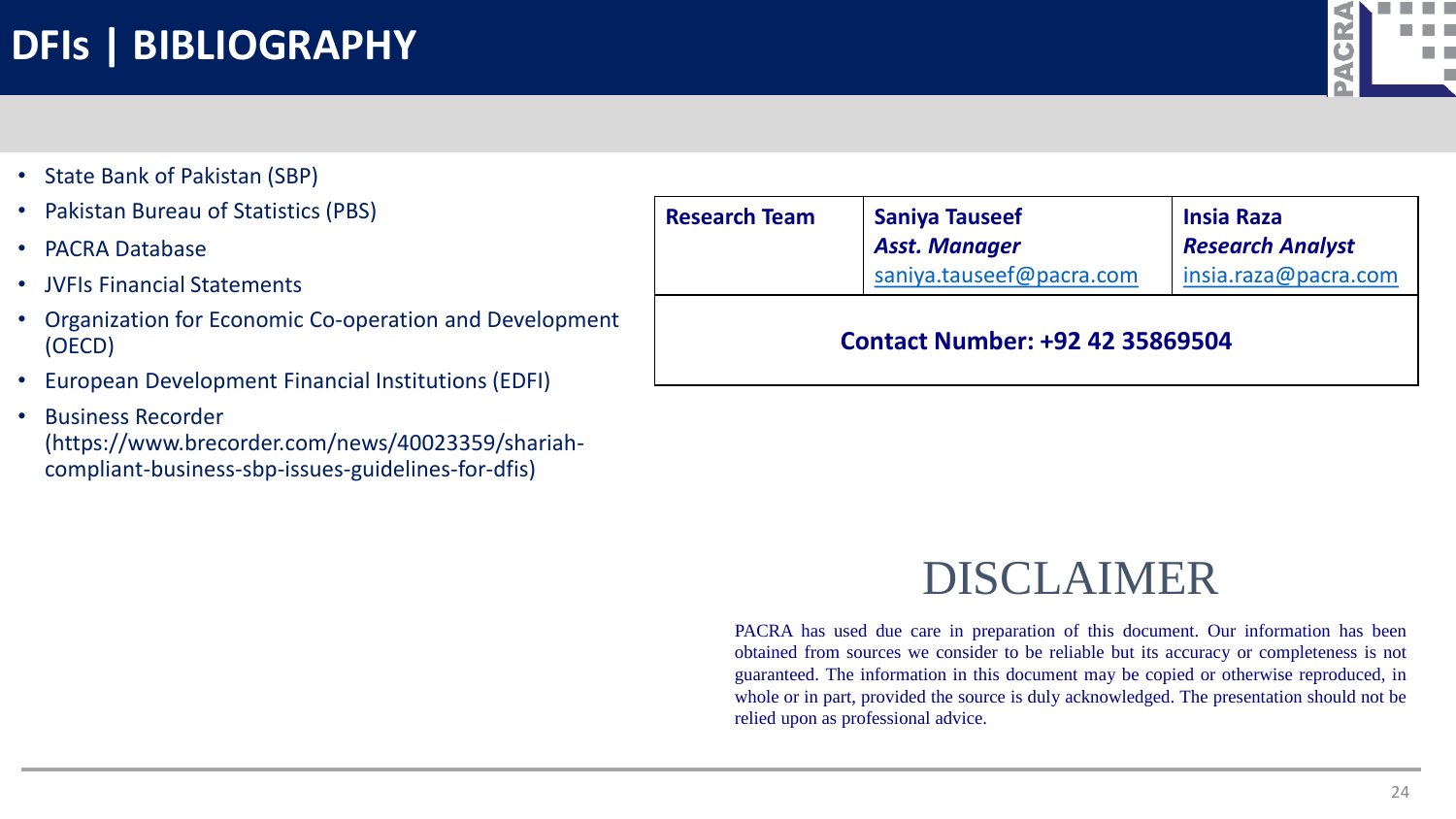# DFIs | BIBLIOGRAPHY

- State Bank of Pakistan (SBP)
- Pakistan Bureau of Statistics (PBS)
- PACRA Database
- JVFIs Financial Statements
- Organization for Economic Co-operation and Development (OECD)
- European Development Financial Institutions (EDFI)
- Business Recorder (https://www.brecorder.com/news/40023359/shariah-compliant-business-sbp-issues-guidelines-for-dfis)

| | | |
|---|---|---|
| **Research Team** | **Saniya Tauseef**<br>***Asst. Manager***<br>saniya.tauseef@pacra.com | **Insia Raza**<br>***Research Analyst***<br>insia.raza@pacra.com |
| **Contact Number: +92 42 35869504** | | |

## DISCLAIMER

PACRA has used due care in preparation of this document. Our information has been obtained from sources we consider to be reliable but its accuracy or completeness is not guaranteed. The information in this document may be copied or otherwise reproduced, in whole or in part, provided the source is duly acknowledged. The presentation should not be relied upon as professional advice.